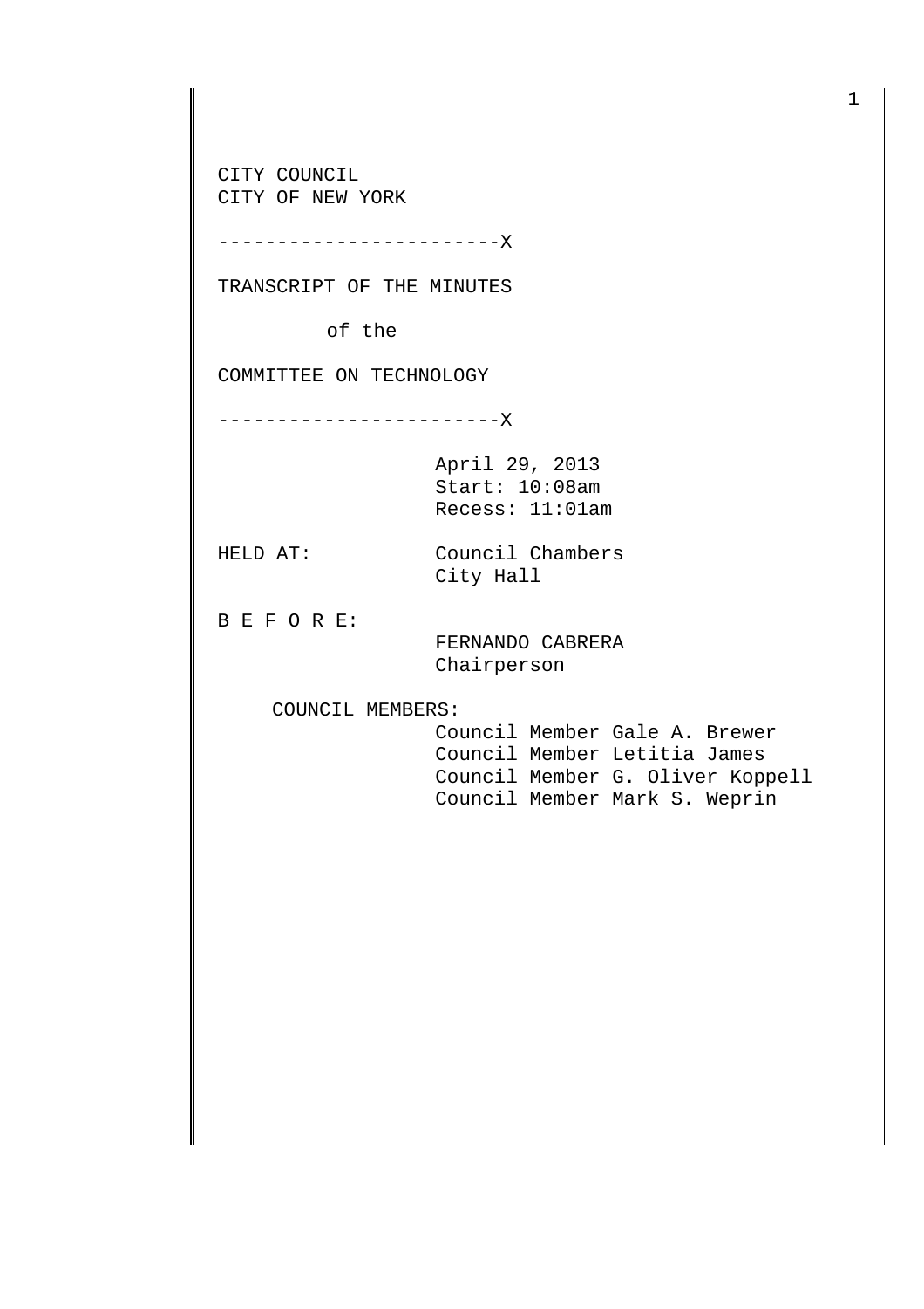CITY COUNCIL
CITY OF NEW YORK

------------------------X

TRANSCRIPT OF THE MINUTES

of the

COMMITTEE ON TECHNOLOGY

------------------------X

April 29, 2013
Start: 10:08am
Recess: 11:01am

HELD AT: Council Chambers
City Hall

B E F O R E:
FERNANDO CABRERA
Chairperson

COUNCIL MEMBERS:
Council Member Gale A. Brewer
Council Member Letitia James
Council Member G. Oliver Koppell
Council Member Mark S. Weprin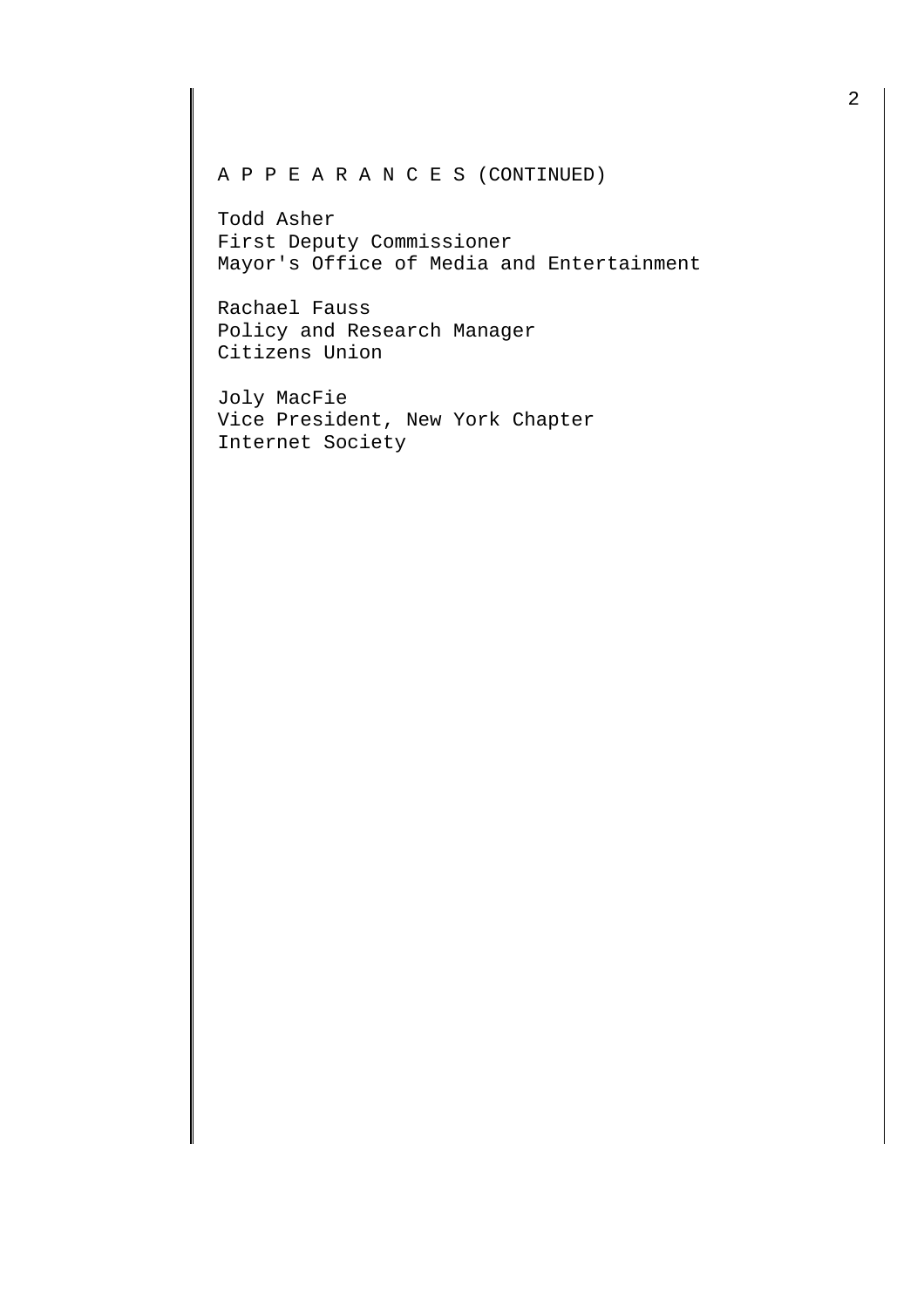A P P E A R A N C E S (CONTINUED)

Todd Asher
First Deputy Commissioner
Mayor's Office of Media and Entertainment

Rachael Fauss
Policy and Research Manager
Citizens Union

Joly MacFie
Vice President, New York Chapter
Internet Society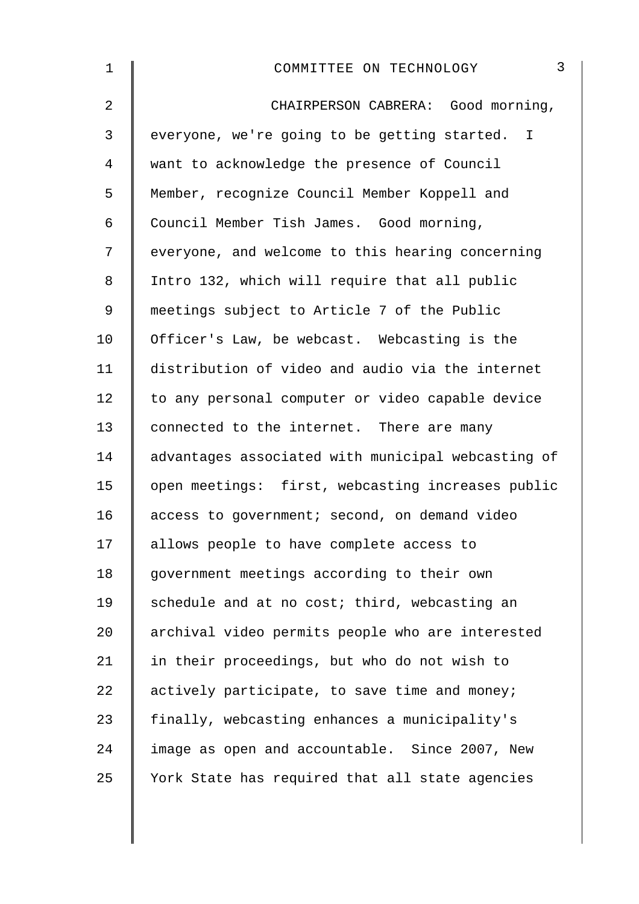COMMITTEE ON TECHNOLOGY

CHAIRPERSON CABRERA: Good morning, everyone, we're going to be getting started. I want to acknowledge the presence of Council Member, recognize Council Member Koppell and Council Member Tish James. Good morning, everyone, and welcome to this hearing concerning Intro 132, which will require that all public meetings subject to Article 7 of the Public Officer's Law, be webcast. Webcasting is the distribution of video and audio via the internet to any personal computer or video capable device connected to the internet. There are many advantages associated with municipal webcasting of open meetings: first, webcasting increases public access to government; second, on demand video allows people to have complete access to government meetings according to their own schedule and at no cost; third, webcasting an archival video permits people who are interested in their proceedings, but who do not wish to actively participate, to save time and money; finally, webcasting enhances a municipality's image as open and accountable. Since 2007, New York State has required that all state agencies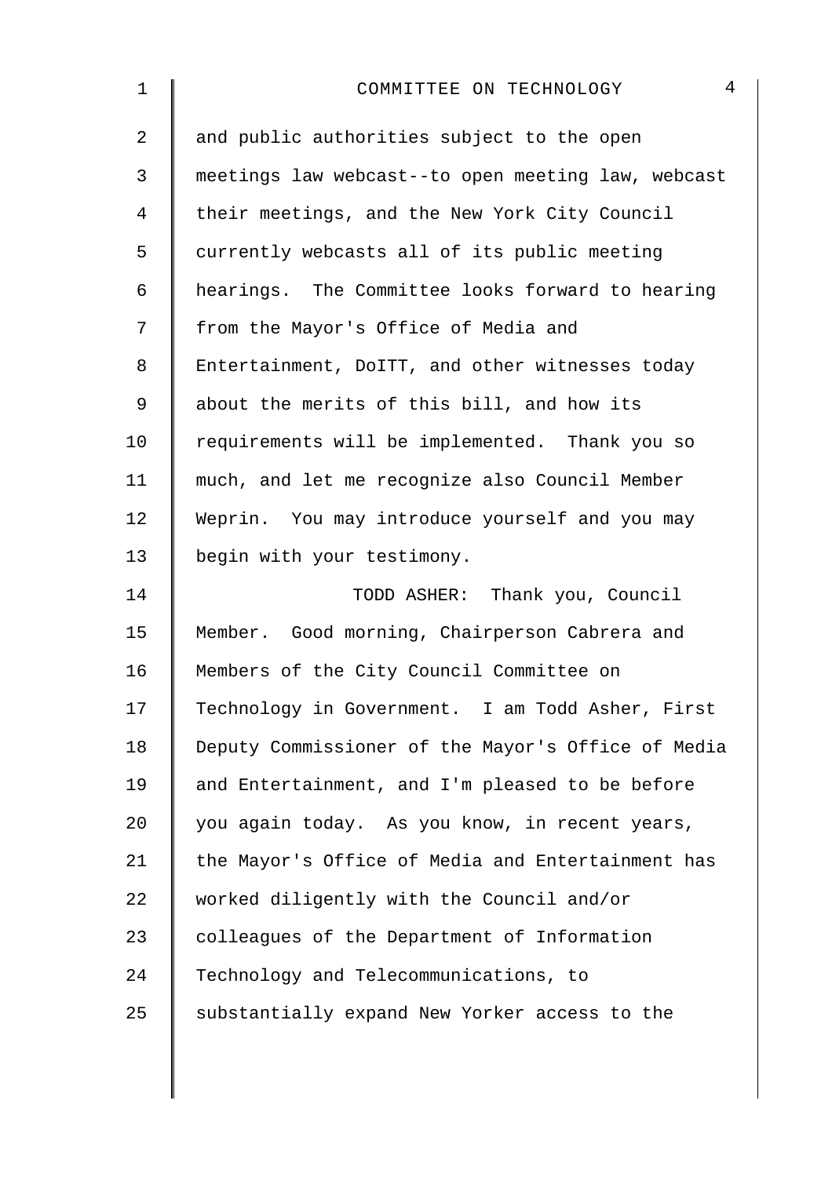and public authorities subject to the open meetings law webcast--to open meeting law, webcast their meetings, and the New York City Council currently webcasts all of its public meeting hearings. The Committee looks forward to hearing from the Mayor's Office of Media and Entertainment, DoITT, and other witnesses today about the merits of this bill, and how its requirements will be implemented. Thank you so much, and let me recognize also Council Member Weprin. You may introduce yourself and you may begin with your testimony.

TODD ASHER: Thank you, Council Member. Good morning, Chairperson Cabrera and Members of the City Council Committee on Technology in Government. I am Todd Asher, First Deputy Commissioner of the Mayor's Office of Media and Entertainment, and I'm pleased to be before you again today. As you know, in recent years, the Mayor's Office of Media and Entertainment has worked diligently with the Council and/or colleagues of the Department of Information Technology and Telecommunications, to substantially expand New Yorker access to the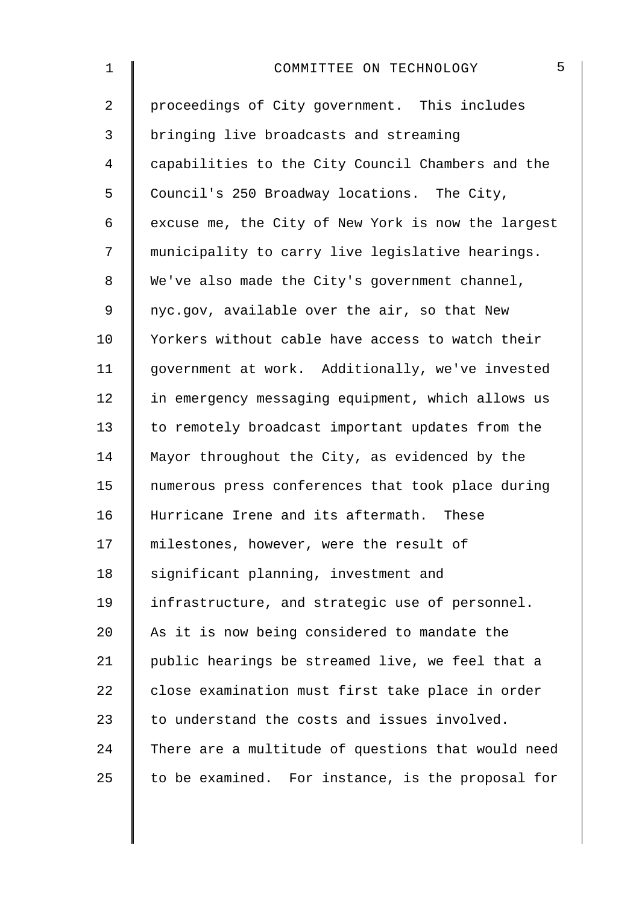proceedings of City government. This includes bringing live broadcasts and streaming capabilities to the City Council Chambers and the Council's 250 Broadway locations. The City, excuse me, the City of New York is now the largest municipality to carry live legislative hearings. We've also made the City's government channel, nyc.gov, available over the air, so that New Yorkers without cable have access to watch their government at work. Additionally, we've invested in emergency messaging equipment, which allows us to remotely broadcast important updates from the Mayor throughout the City, as evidenced by the numerous press conferences that took place during Hurricane Irene and its aftermath. These milestones, however, were the result of significant planning, investment and infrastructure, and strategic use of personnel. As it is now being considered to mandate the public hearings be streamed live, we feel that a close examination must first take place in order to understand the costs and issues involved. There are a multitude of questions that would need to be examined. For instance, is the proposal for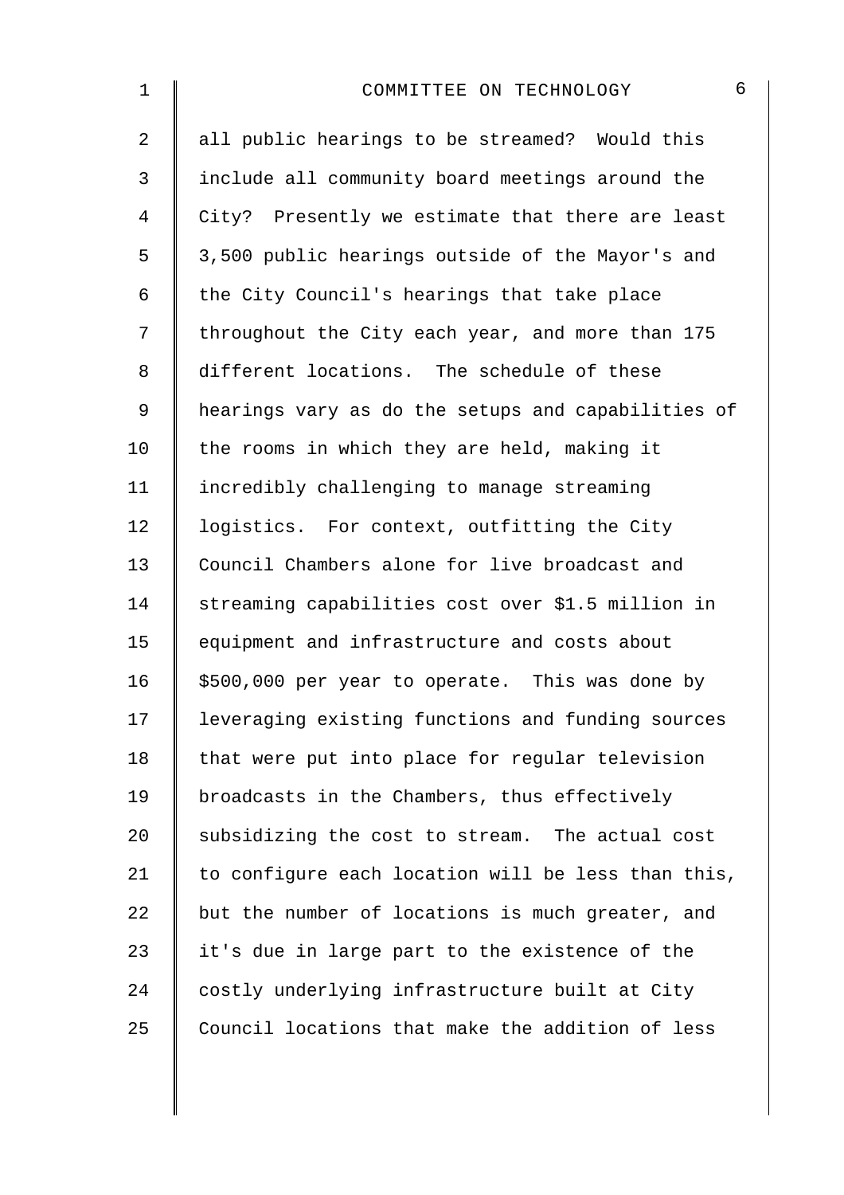all public hearings to be streamed? Would this include all community board meetings around the City? Presently we estimate that there are least 3,500 public hearings outside of the Mayor's and the City Council's hearings that take place throughout the City each year, and more than 175 different locations. The schedule of these hearings vary as do the setups and capabilities of the rooms in which they are held, making it incredibly challenging to manage streaming logistics. For context, outfitting the City Council Chambers alone for live broadcast and streaming capabilities cost over $1.5 million in equipment and infrastructure and costs about $500,000 per year to operate. This was done by leveraging existing functions and funding sources that were put into place for regular television broadcasts in the Chambers, thus effectively subsidizing the cost to stream. The actual cost to configure each location will be less than this, but the number of locations is much greater, and it's due in large part to the existence of the costly underlying infrastructure built at City Council locations that make the addition of less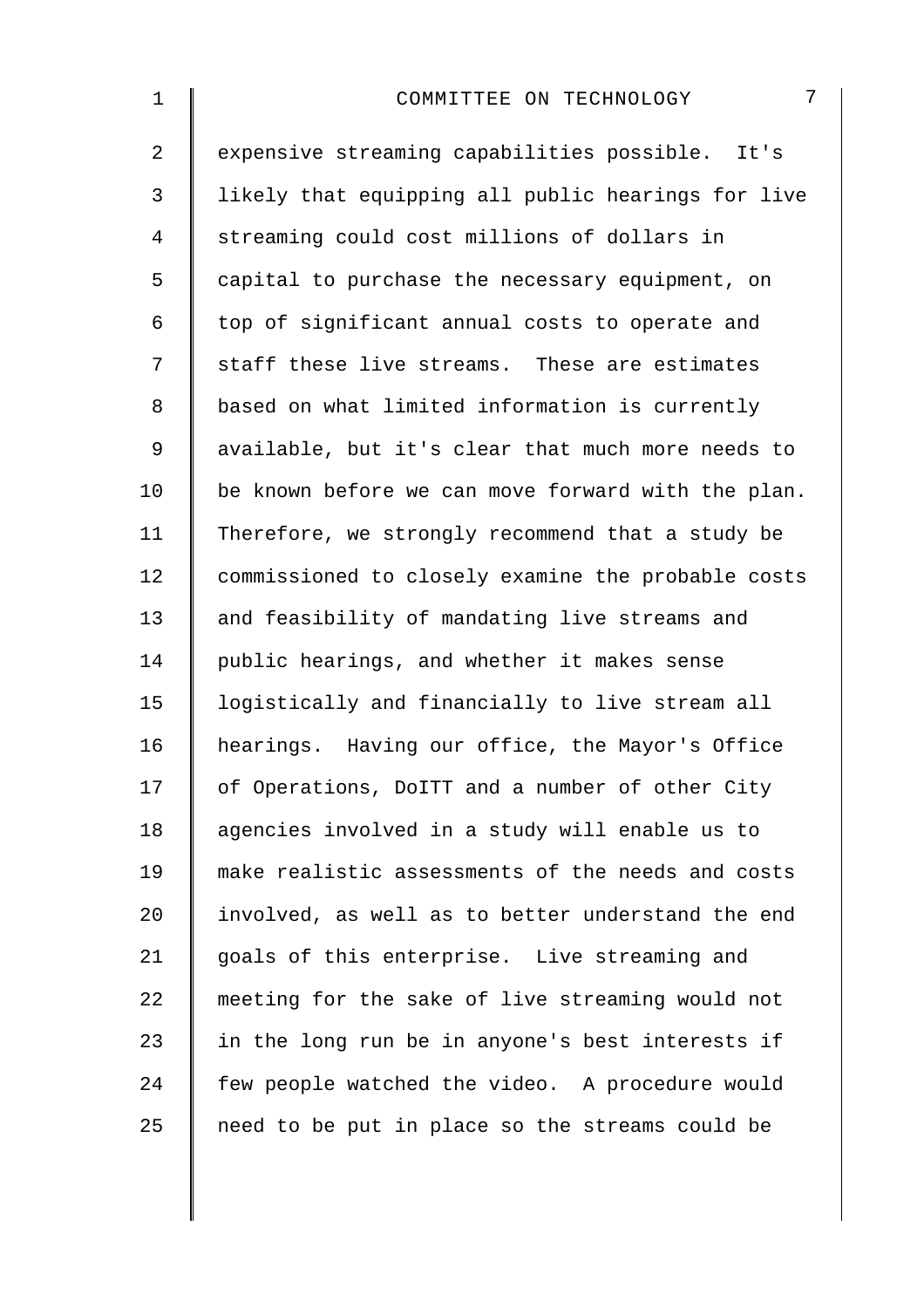expensive streaming capabilities possible. It's likely that equipping all public hearings for live streaming could cost millions of dollars in capital to purchase the necessary equipment, on top of significant annual costs to operate and staff these live streams. These are estimates based on what limited information is currently available, but it's clear that much more needs to be known before we can move forward with the plan. Therefore, we strongly recommend that a study be commissioned to closely examine the probable costs and feasibility of mandating live streams and public hearings, and whether it makes sense logistically and financially to live stream all hearings. Having our office, the Mayor's Office of Operations, DoITT and a number of other City agencies involved in a study will enable us to make realistic assessments of the needs and costs involved, as well as to better understand the end goals of this enterprise. Live streaming and meeting for the sake of live streaming would not in the long run be in anyone's best interests if few people watched the video. A procedure would need to be put in place so the streams could be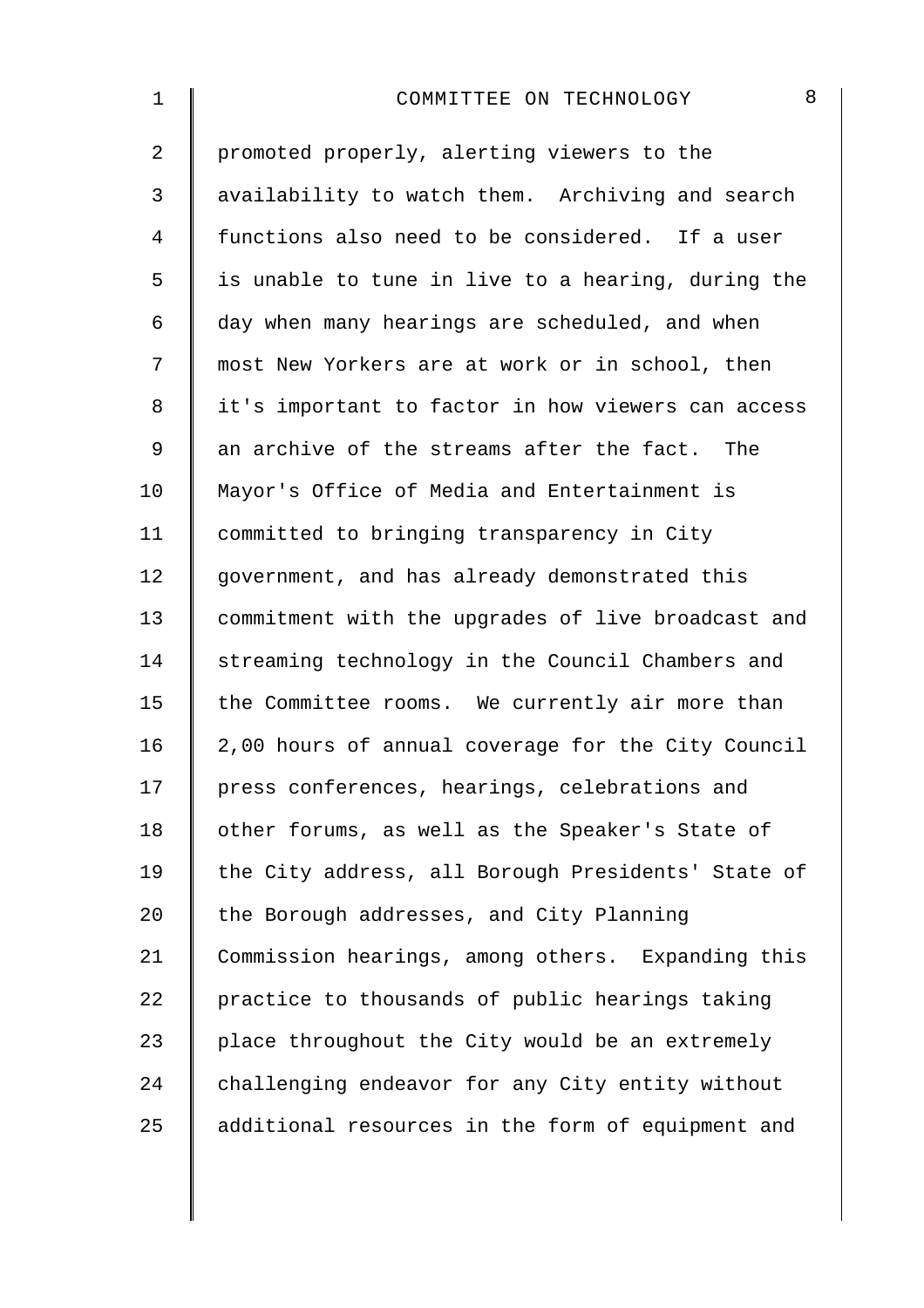promoted properly, alerting viewers to the availability to watch them. Archiving and search functions also need to be considered. If a user is unable to tune in live to a hearing, during the day when many hearings are scheduled, and when most New Yorkers are at work or in school, then it's important to factor in how viewers can access an archive of the streams after the fact. The Mayor's Office of Media and Entertainment is committed to bringing transparency in City government, and has already demonstrated this commitment with the upgrades of live broadcast and streaming technology in the Council Chambers and the Committee rooms. We currently air more than 2,00 hours of annual coverage for the City Council press conferences, hearings, celebrations and other forums, as well as the Speaker's State of the City address, all Borough Presidents' State of the Borough addresses, and City Planning Commission hearings, among others. Expanding this practice to thousands of public hearings taking place throughout the City would be an extremely challenging endeavor for any City entity without additional resources in the form of equipment and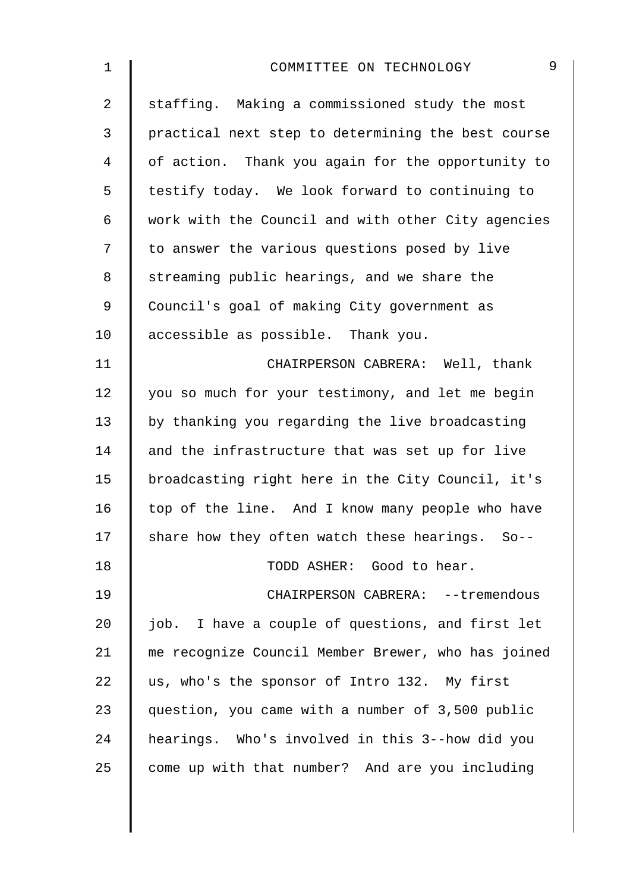staffing. Making a commissioned study the most practical next step to determining the best course of action. Thank you again for the opportunity to testify today. We look forward to continuing to work with the Council and with other City agencies to answer the various questions posed by live streaming public hearings, and we share the Council's goal of making City government as accessible as possible. Thank you.

CHAIRPERSON CABRERA: Well, thank you so much for your testimony, and let me begin by thanking you regarding the live broadcasting and the infrastructure that was set up for live broadcasting right here in the City Council, it's top of the line. And I know many people who have share how they often watch these hearings. So--

TODD ASHER: Good to hear.

CHAIRPERSON CABRERA: --tremendous job. I have a couple of questions, and first let me recognize Council Member Brewer, who has joined us, who's the sponsor of Intro 132. My first question, you came with a number of 3,500 public hearings. Who's involved in this 3--how did you come up with that number? And are you including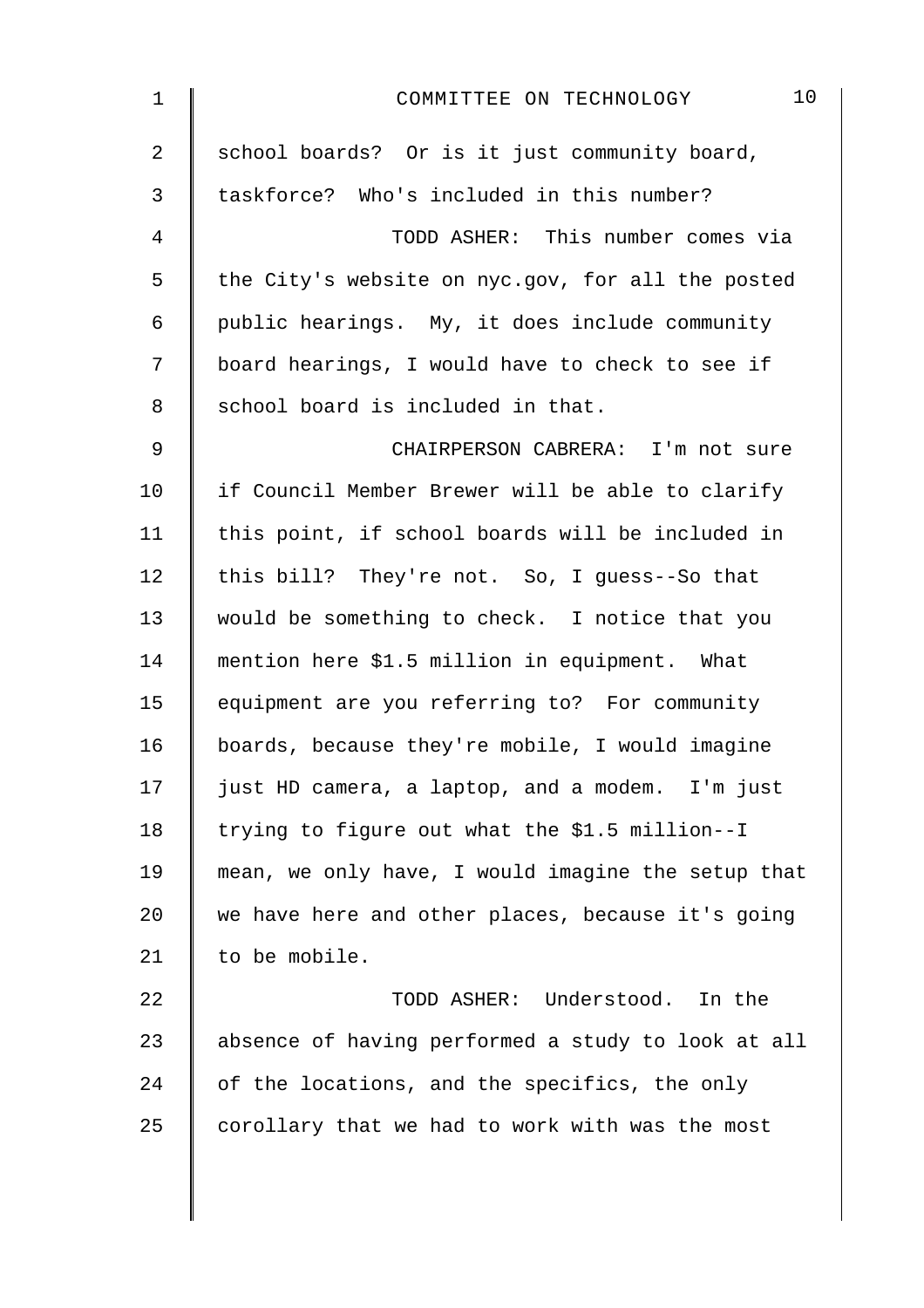school boards? Or is it just community board, taskforce? Who's included in this number?

TODD ASHER: This number comes via the City's website on nyc.gov, for all the posted public hearings. My, it does include community board hearings, I would have to check to see if school board is included in that.

CHAIRPERSON CABRERA: I'm not sure if Council Member Brewer will be able to clarify this point, if school boards will be included in this bill? They're not. So, I guess--So that would be something to check. I notice that you mention here $1.5 million in equipment. What equipment are you referring to? For community boards, because they're mobile, I would imagine just HD camera, a laptop, and a modem. I'm just trying to figure out what the $1.5 million--I mean, we only have, I would imagine the setup that we have here and other places, because it's going to be mobile.

TODD ASHER: Understood. In the absence of having performed a study to look at all of the locations, and the specifics, the only corollary that we had to work with was the most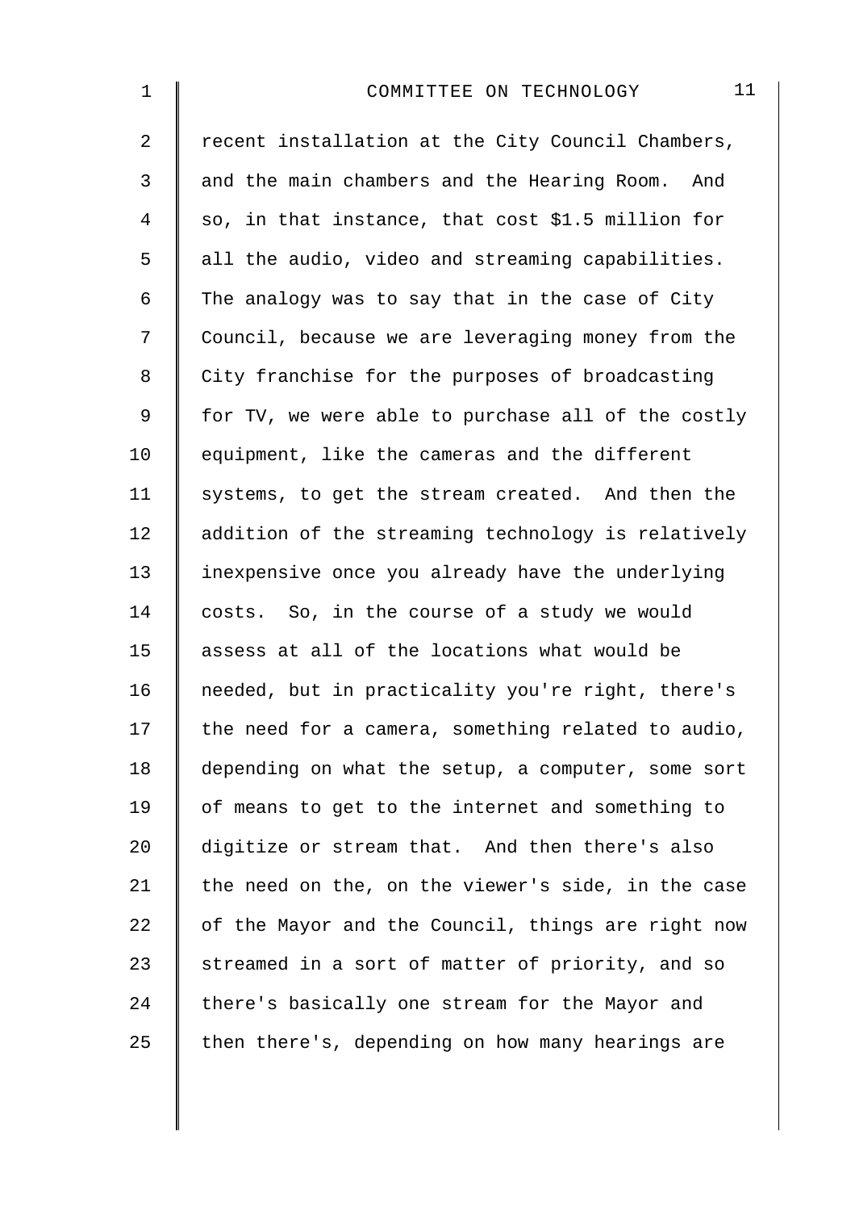recent installation at the City Council Chambers, and the main chambers and the Hearing Room. And so, in that instance, that cost $1.5 million for all the audio, video and streaming capabilities. The analogy was to say that in the case of City Council, because we are leveraging money from the City franchise for the purposes of broadcasting for TV, we were able to purchase all of the costly equipment, like the cameras and the different systems, to get the stream created. And then the addition of the streaming technology is relatively inexpensive once you already have the underlying costs. So, in the course of a study we would assess at all of the locations what would be needed, but in practicality you're right, there's the need for a camera, something related to audio, depending on what the setup, a computer, some sort of means to get to the internet and something to digitize or stream that. And then there's also the need on the, on the viewer's side, in the case of the Mayor and the Council, things are right now streamed in a sort of matter of priority, and so there's basically one stream for the Mayor and then there's, depending on how many hearings are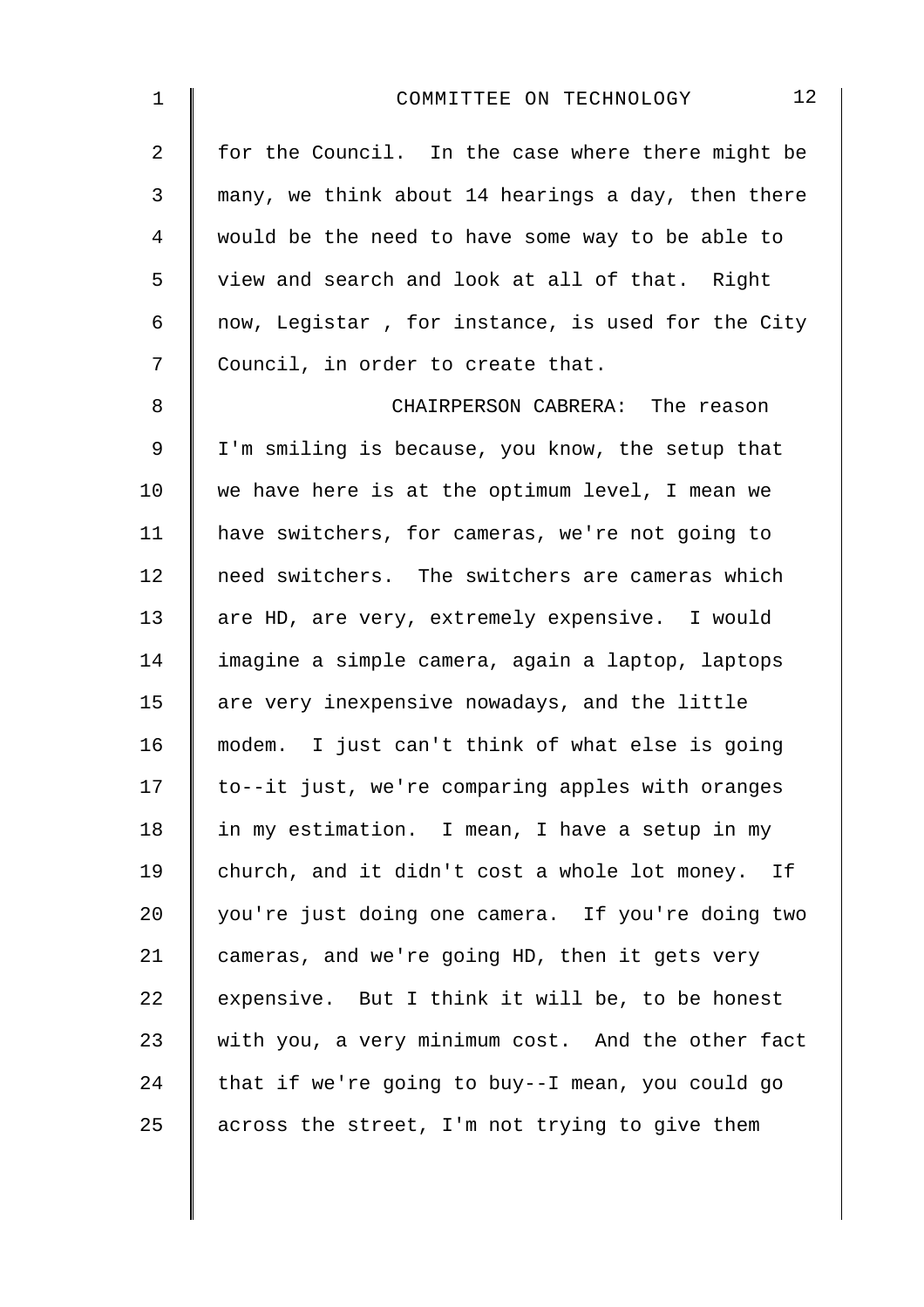for the Council. In the case where there might be many, we think about 14 hearings a day, then there would be the need to have some way to be able to view and search and look at all of that. Right now, Legistar , for instance, is used for the City Council, in order to create that.

CHAIRPERSON CABRERA: The reason I'm smiling is because, you know, the setup that we have here is at the optimum level, I mean we have switchers, for cameras, we're not going to need switchers. The switchers are cameras which are HD, are very, extremely expensive. I would imagine a simple camera, again a laptop, laptops are very inexpensive nowadays, and the little modem. I just can't think of what else is going to--it just, we're comparing apples with oranges in my estimation. I mean, I have a setup in my church, and it didn't cost a whole lot money. If you're just doing one camera. If you're doing two cameras, and we're going HD, then it gets very expensive. But I think it will be, to be honest with you, a very minimum cost. And the other fact that if we're going to buy--I mean, you could go across the street, I'm not trying to give them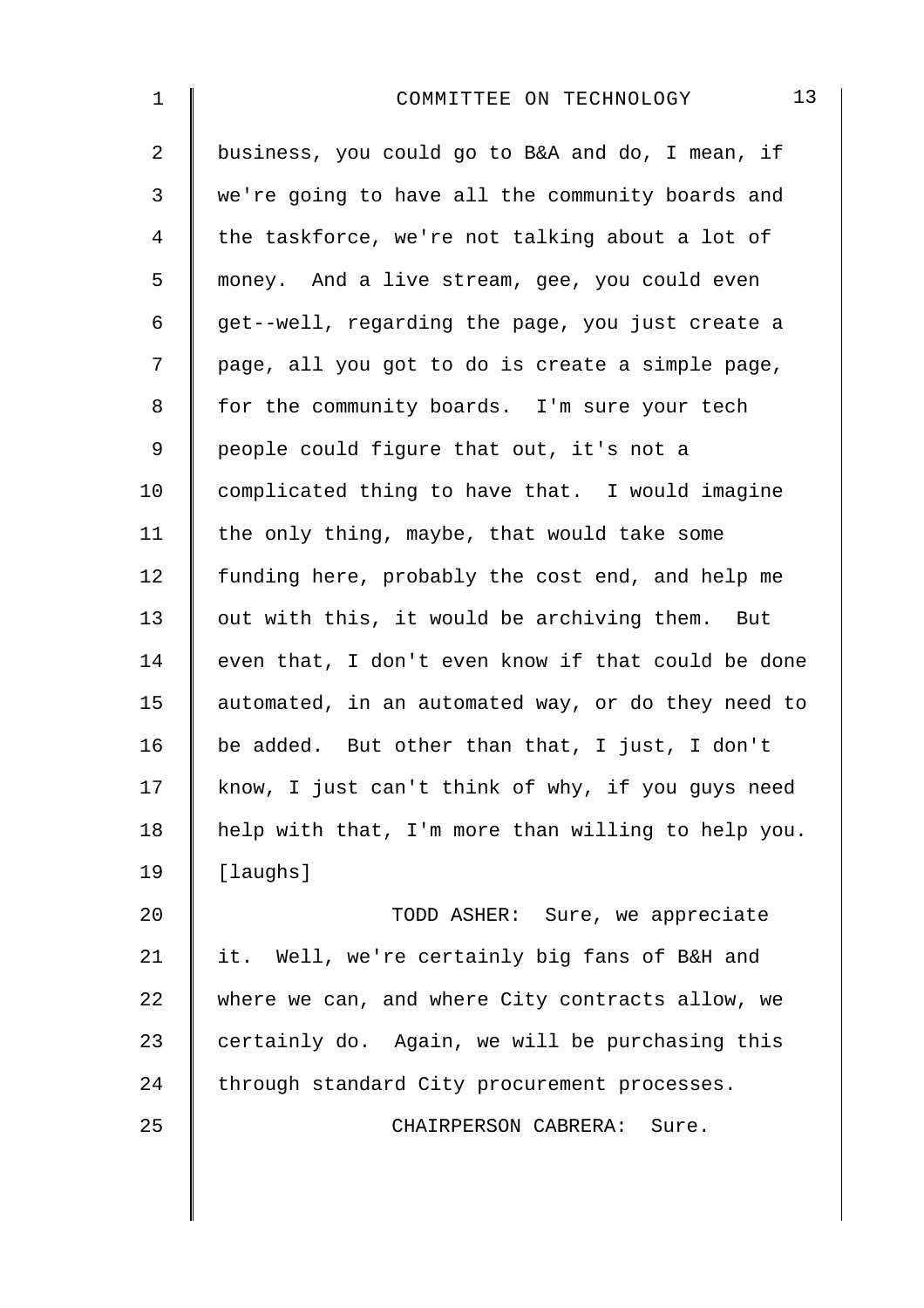business, you could go to B&A and do, I mean, if we're going to have all the community boards and the taskforce, we're not talking about a lot of money. And a live stream, gee, you could even get--well, regarding the page, you just create a page, all you got to do is create a simple page, for the community boards. I'm sure your tech people could figure that out, it's not a complicated thing to have that. I would imagine the only thing, maybe, that would take some funding here, probably the cost end, and help me out with this, it would be archiving them. But even that, I don't even know if that could be done automated, in an automated way, or do they need to be added. But other than that, I just, I don't know, I just can't think of why, if you guys need help with that, I'm more than willing to help you. [laughs]

TODD ASHER: Sure, we appreciate it. Well, we're certainly big fans of B&H and where we can, and where City contracts allow, we certainly do. Again, we will be purchasing this through standard City procurement processes.

CHAIRPERSON CABRERA: Sure.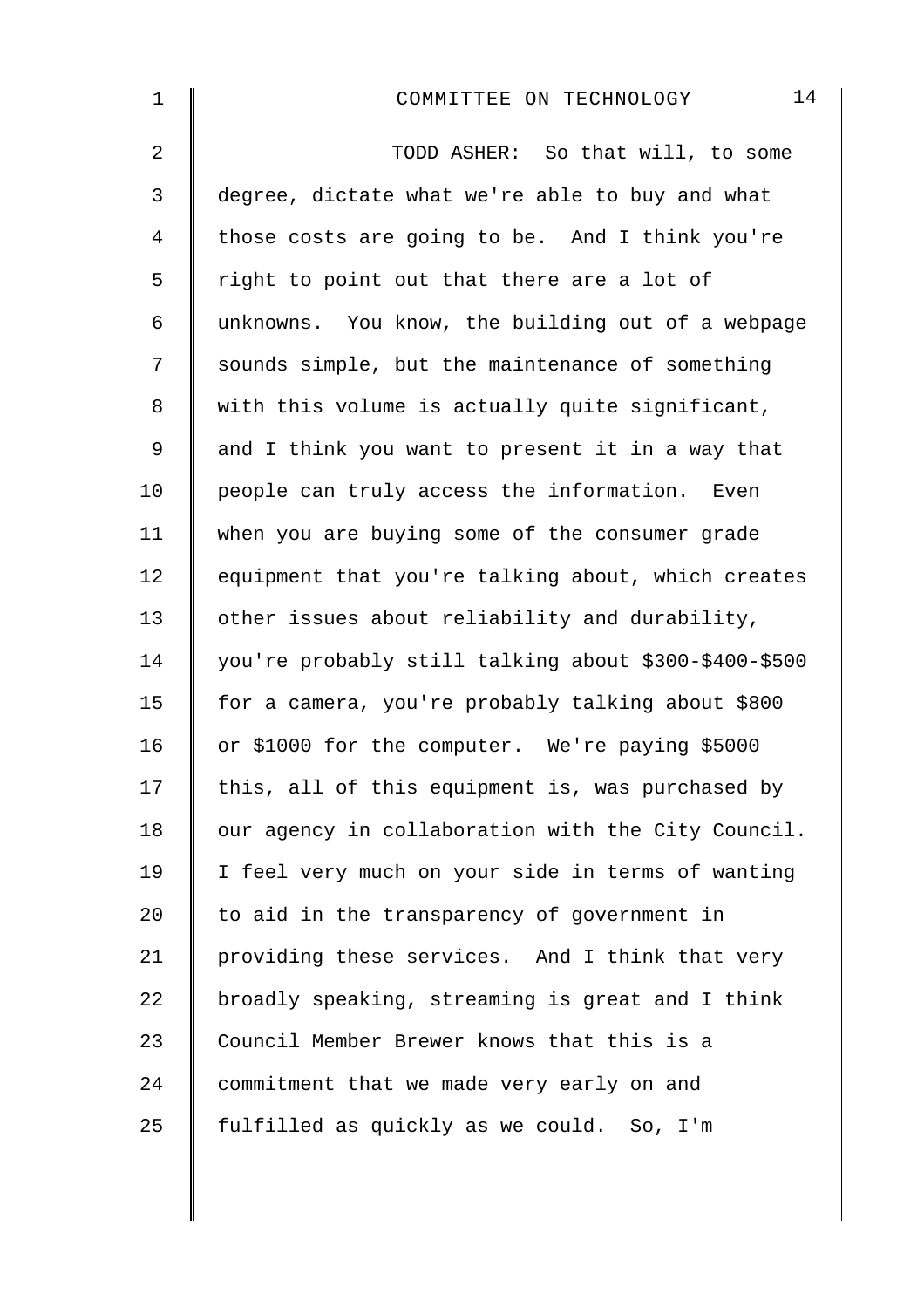TODD ASHER: So that will, to some degree, dictate what we're able to buy and what those costs are going to be. And I think you're right to point out that there are a lot of unknowns. You know, the building out of a webpage sounds simple, but the maintenance of something with this volume is actually quite significant, and I think you want to present it in a way that people can truly access the information. Even when you are buying some of the consumer grade equipment that you're talking about, which creates other issues about reliability and durability, you're probably still talking about $300-$400-$500 for a camera, you're probably talking about $800 or $1000 for the computer. We're paying $5000 this, all of this equipment is, was purchased by our agency in collaboration with the City Council. I feel very much on your side in terms of wanting to aid in the transparency of government in providing these services. And I think that very broadly speaking, streaming is great and I think Council Member Brewer knows that this is a commitment that we made very early on and fulfilled as quickly as we could. So, I'm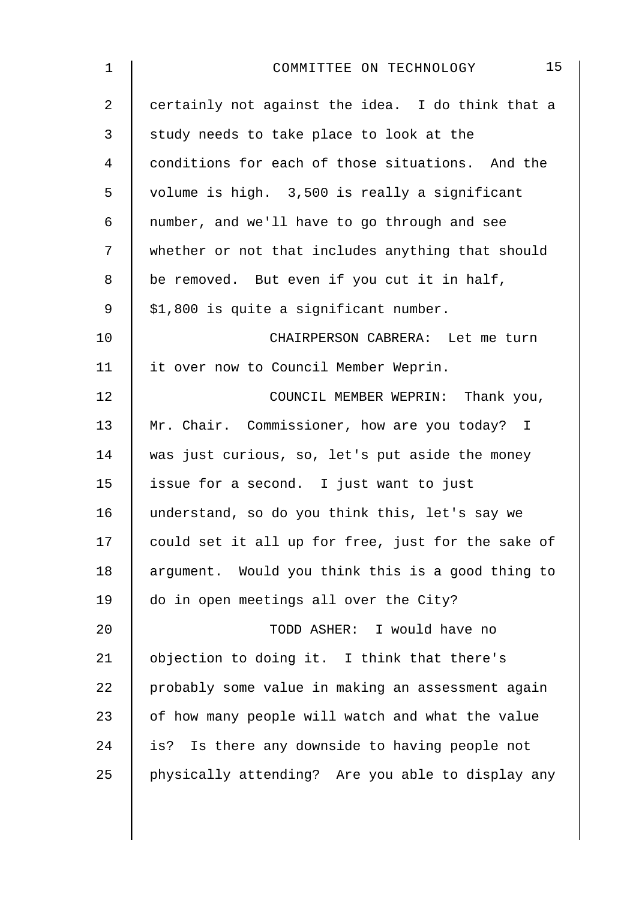certainly not against the idea. I do think that a study needs to take place to look at the conditions for each of those situations. And the volume is high. 3,500 is really a significant number, and we'll have to go through and see whether or not that includes anything that should be removed. But even if you cut it in half, $1,800 is quite a significant number.

CHAIRPERSON CABRERA: Let me turn it over now to Council Member Weprin.

COUNCIL MEMBER WEPRIN: Thank you, Mr. Chair. Commissioner, how are you today? I was just curious, so, let's put aside the money issue for a second. I just want to just understand, so do you think this, let's say we could set it all up for free, just for the sake of argument. Would you think this is a good thing to do in open meetings all over the City?

TODD ASHER: I would have no objection to doing it. I think that there's probably some value in making an assessment again of how many people will watch and what the value is? Is there any downside to having people not physically attending? Are you able to display any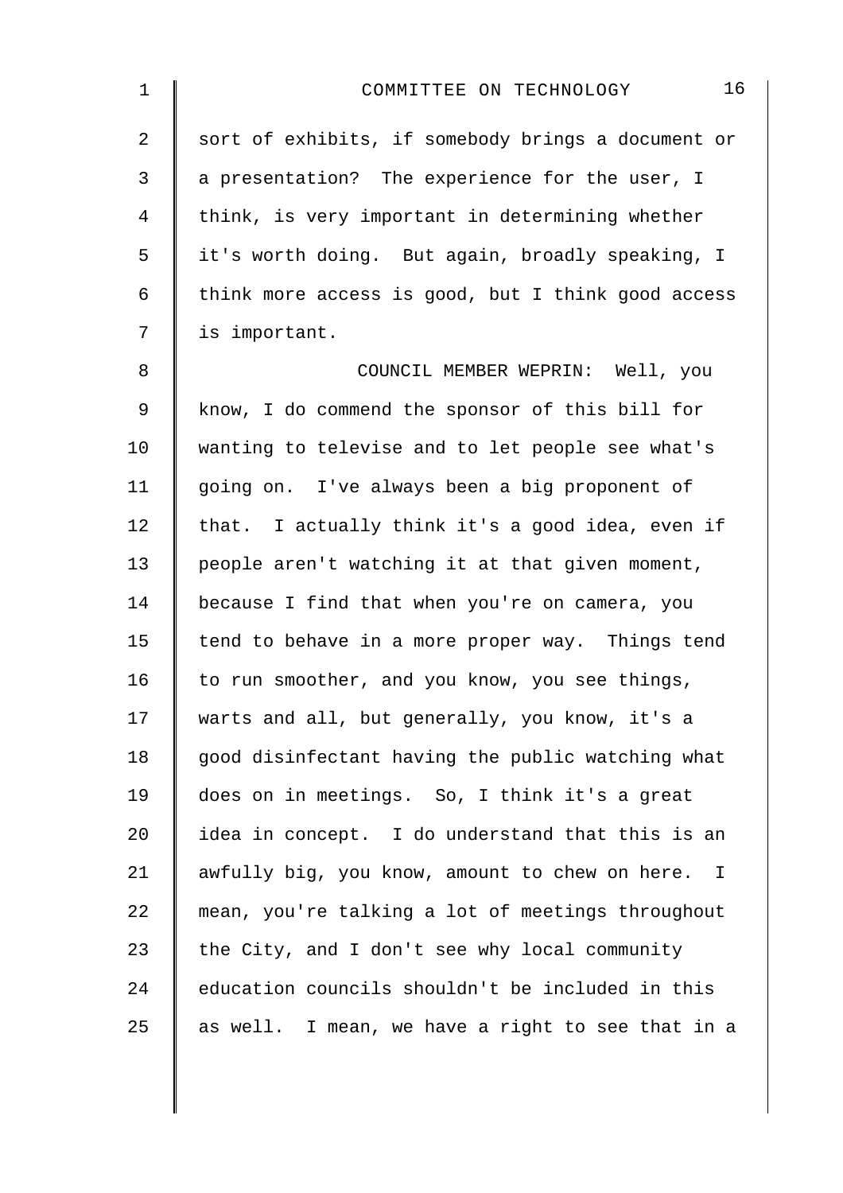sort of exhibits, if somebody brings a document or a presentation? The experience for the user, I think, is very important in determining whether it's worth doing. But again, broadly speaking, I think more access is good, but I think good access is important.

COUNCIL MEMBER WEPRIN: Well, you know, I do commend the sponsor of this bill for wanting to televise and to let people see what's going on. I've always been a big proponent of that. I actually think it's a good idea, even if people aren't watching it at that given moment, because I find that when you're on camera, you tend to behave in a more proper way. Things tend to run smoother, and you know, you see things, warts and all, but generally, you know, it's a good disinfectant having the public watching what does on in meetings. So, I think it's a great idea in concept. I do understand that this is an awfully big, you know, amount to chew on here. I mean, you're talking a lot of meetings throughout the City, and I don't see why local community education councils shouldn't be included in this as well. I mean, we have a right to see that in a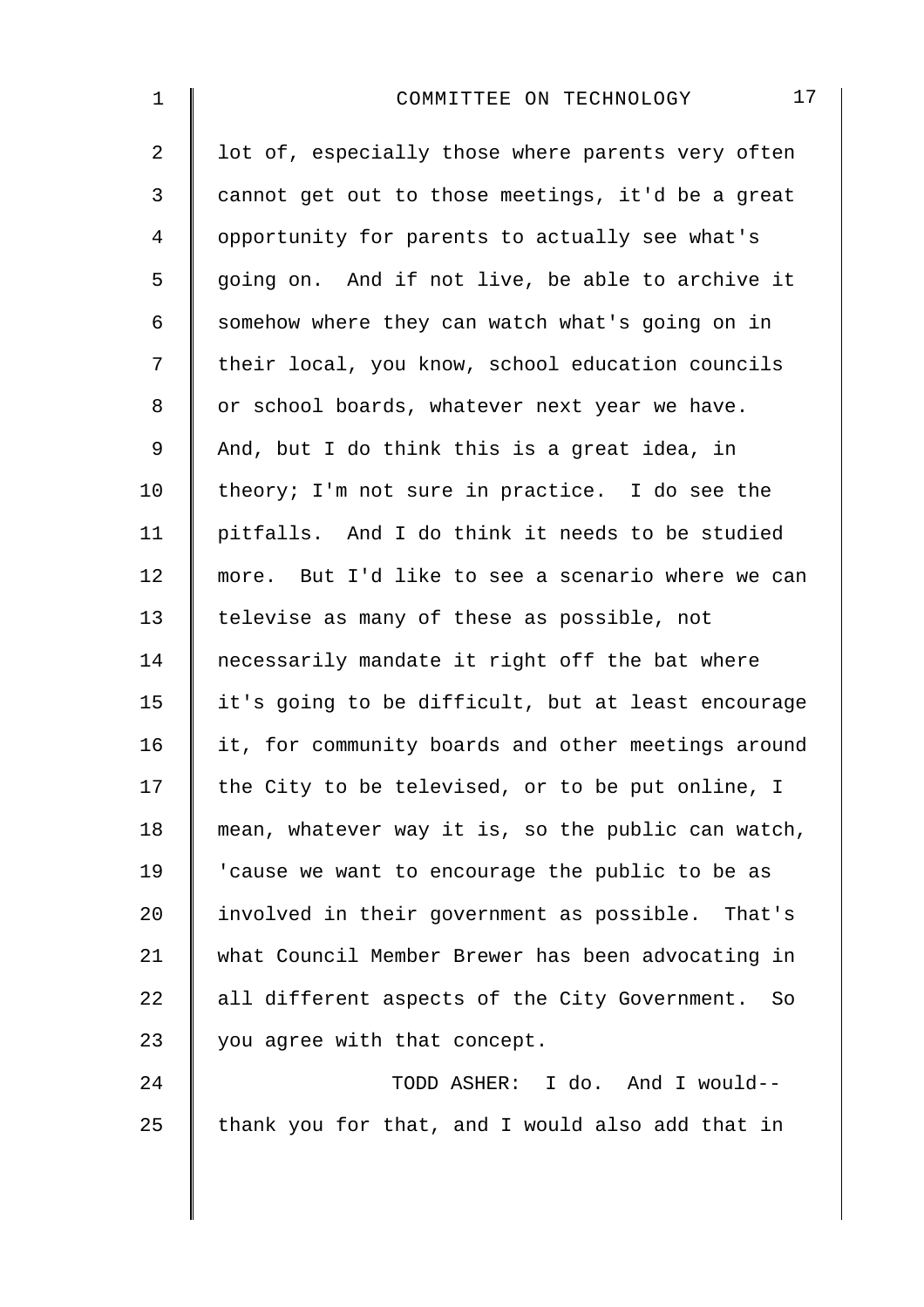lot of, especially those where parents very often cannot get out to those meetings, it'd be a great opportunity for parents to actually see what's going on. And if not live, be able to archive it somehow where they can watch what's going on in their local, you know, school education councils or school boards, whatever next year we have. And, but I do think this is a great idea, in theory; I'm not sure in practice. I do see the pitfalls. And I do think it needs to be studied more. But I'd like to see a scenario where we can televise as many of these as possible, not necessarily mandate it right off the bat where it's going to be difficult, but at least encourage it, for community boards and other meetings around the City to be televised, or to be put online, I mean, whatever way it is, so the public can watch, 'cause we want to encourage the public to be as involved in their government as possible. That's what Council Member Brewer has been advocating in all different aspects of the City Government. So you agree with that concept.

TODD ASHER: I do. And I would-- thank you for that, and I would also add that in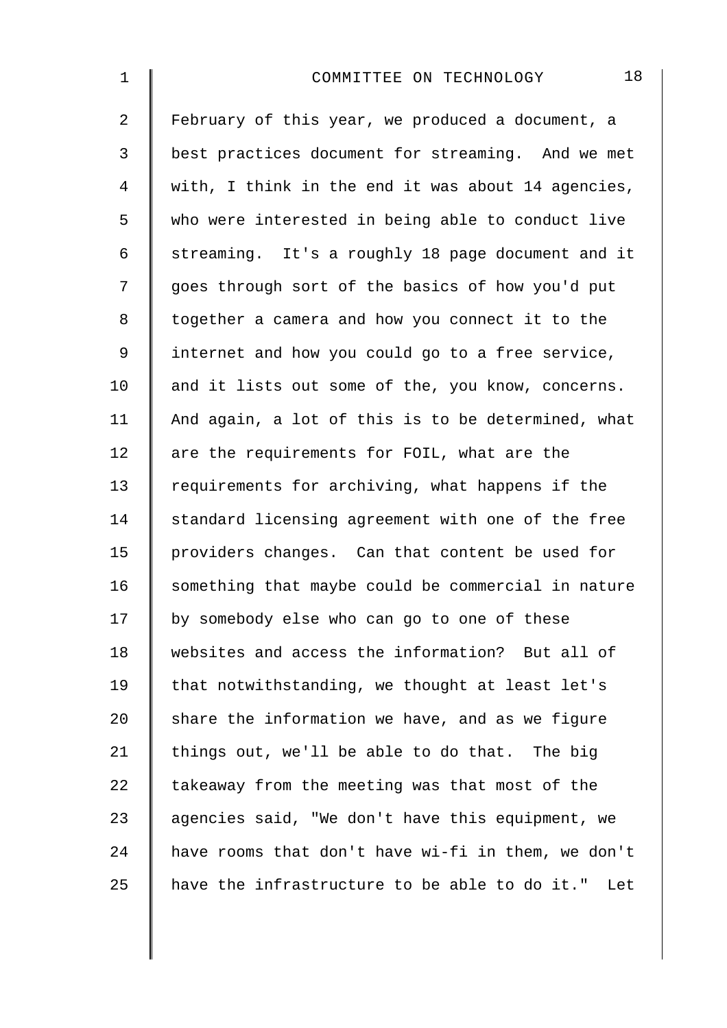February of this year, we produced a document, a best practices document for streaming. And we met with, I think in the end it was about 14 agencies, who were interested in being able to conduct live streaming. It's a roughly 18 page document and it goes through sort of the basics of how you'd put together a camera and how you connect it to the internet and how you could go to a free service, and it lists out some of the, you know, concerns. And again, a lot of this is to be determined, what are the requirements for FOIL, what are the requirements for archiving, what happens if the standard licensing agreement with one of the free providers changes. Can that content be used for something that maybe could be commercial in nature by somebody else who can go to one of these websites and access the information? But all of that notwithstanding, we thought at least let's share the information we have, and as we figure things out, we'll be able to do that. The big takeaway from the meeting was that most of the agencies said, "We don't have this equipment, we have rooms that don't have wi-fi in them, we don't have the infrastructure to be able to do it." Let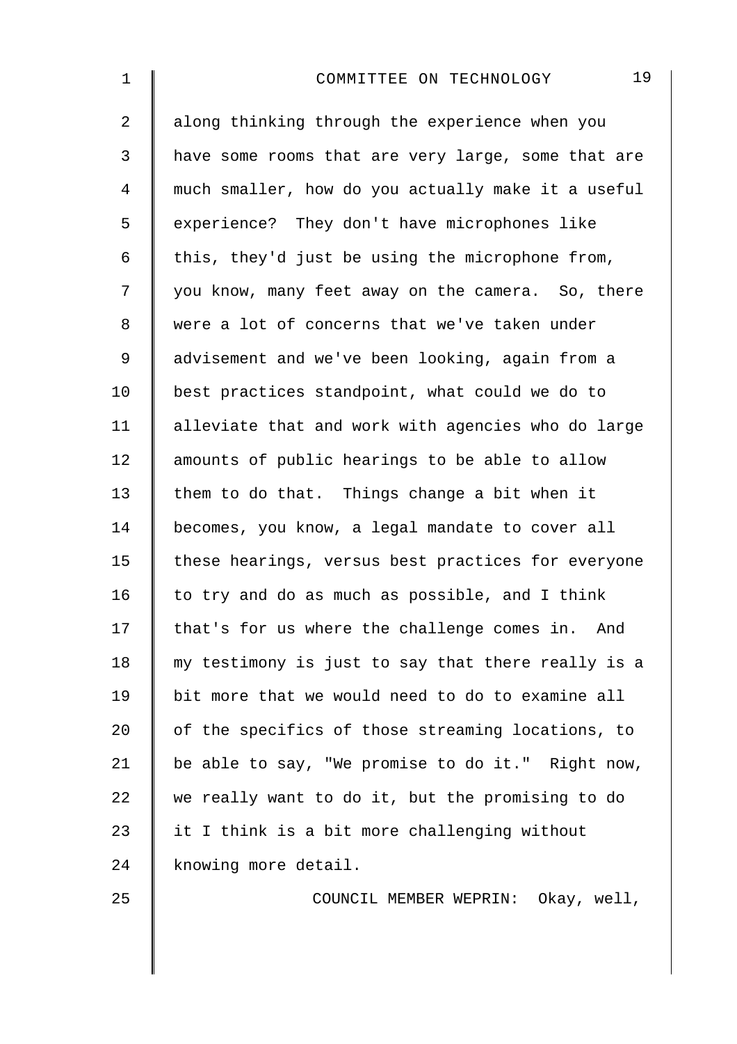along thinking through the experience when you have some rooms that are very large, some that are much smaller, how do you actually make it a useful experience? They don't have microphones like this, they'd just be using the microphone from, you know, many feet away on the camera. So, there were a lot of concerns that we've taken under advisement and we've been looking, again from a best practices standpoint, what could we do to alleviate that and work with agencies who do large amounts of public hearings to be able to allow them to do that. Things change a bit when it becomes, you know, a legal mandate to cover all these hearings, versus best practices for everyone to try and do as much as possible, and I think that's for us where the challenge comes in. And my testimony is just to say that there really is a bit more that we would need to do to examine all of the specifics of those streaming locations, to be able to say, "We promise to do it." Right now, we really want to do it, but the promising to do it I think is a bit more challenging without knowing more detail.

COUNCIL MEMBER WEPRIN: Okay, well,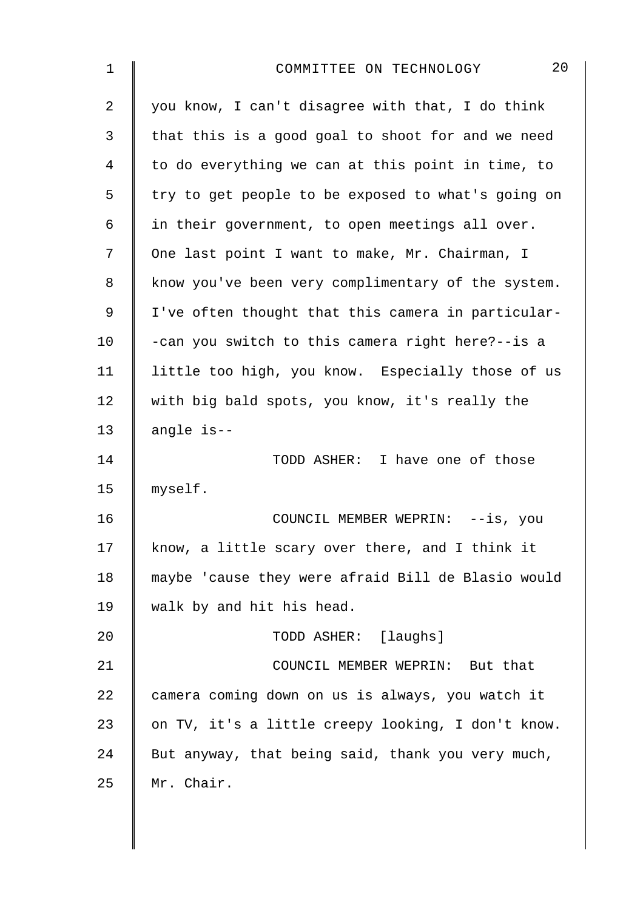you know, I can't disagree with that, I do think that this is a good goal to shoot for and we need to do everything we can at this point in time, to try to get people to be exposed to what's going on in their government, to open meetings all over. One last point I want to make, Mr. Chairman, I know you've been very complimentary of the system. I've often thought that this camera in particular--can you switch to this camera right here?--is a little too high, you know. Especially those of us with big bald spots, you know, it's really the angle is--

TODD ASHER: I have one of those myself.

COUNCIL MEMBER WEPRIN: --is, you know, a little scary over there, and I think it maybe 'cause they were afraid Bill de Blasio would walk by and hit his head.

TODD ASHER: [laughs]

COUNCIL MEMBER WEPRIN: But that camera coming down on us is always, you watch it on TV, it's a little creepy looking, I don't know. But anyway, that being said, thank you very much, Mr. Chair.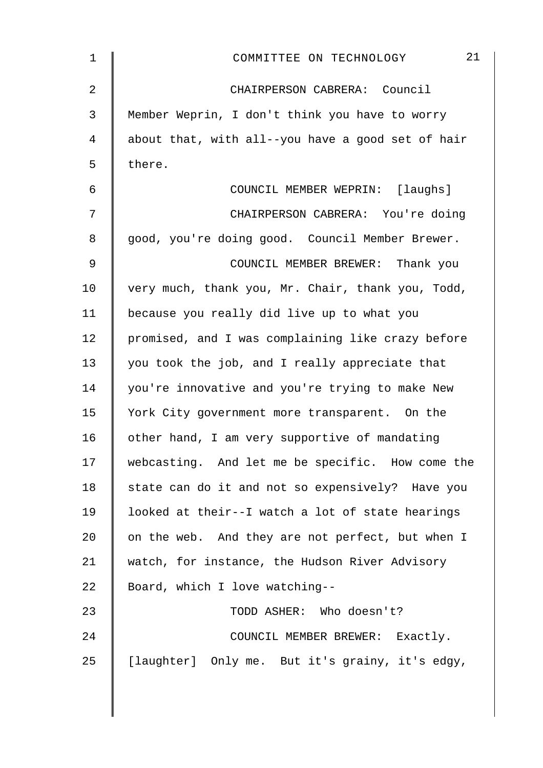CHAIRPERSON CABRERA: Council Member Weprin, I don't think you have to worry about that, with all--you have a good set of hair there.

COUNCIL MEMBER WEPRIN: [laughs]

CHAIRPERSON CABRERA: You're doing good, you're doing good. Council Member Brewer.

COUNCIL MEMBER BREWER: Thank you very much, thank you, Mr. Chair, thank you, Todd, because you really did live up to what you promised, and I was complaining like crazy before you took the job, and I really appreciate that you're innovative and you're trying to make New York City government more transparent. On the other hand, I am very supportive of mandating webcasting. And let me be specific. How come the state can do it and not so expensively? Have you looked at their--I watch a lot of state hearings on the web. And they are not perfect, but when I watch, for instance, the Hudson River Advisory Board, which I love watching--

TODD ASHER: Who doesn't?

COUNCIL MEMBER BREWER: Exactly. [laughter] Only me. But it's grainy, it's edgy,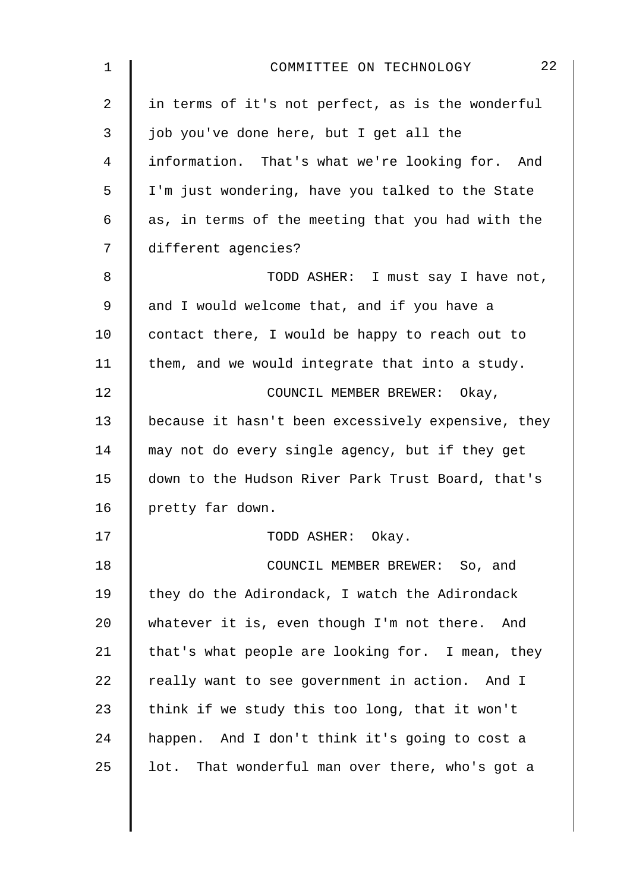in terms of it's not perfect, as is the wonderful job you've done here, but I get all the information. That's what we're looking for. And I'm just wondering, have you talked to the State as, in terms of the meeting that you had with the different agencies?

TODD ASHER: I must say I have not, and I would welcome that, and if you have a contact there, I would be happy to reach out to them, and we would integrate that into a study.

COUNCIL MEMBER BREWER: Okay, because it hasn't been excessively expensive, they may not do every single agency, but if they get down to the Hudson River Park Trust Board, that's pretty far down.

TODD ASHER: Okay.

COUNCIL MEMBER BREWER: So, and they do the Adirondack, I watch the Adirondack whatever it is, even though I'm not there. And that's what people are looking for. I mean, they really want to see government in action. And I think if we study this too long, that it won't happen. And I don't think it's going to cost a lot. That wonderful man over there, who's got a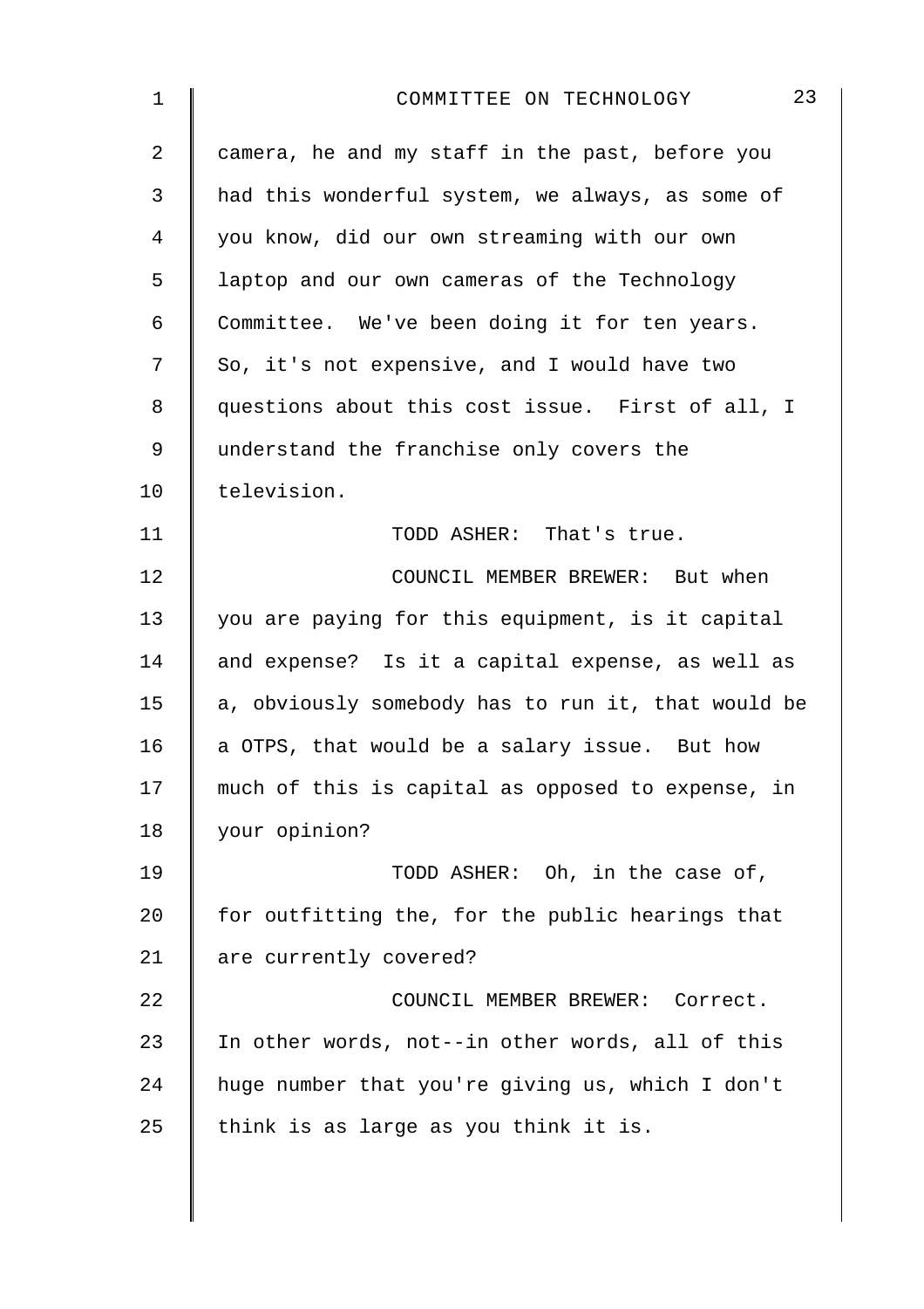camera, he and my staff in the past, before you had this wonderful system, we always, as some of you know, did our own streaming with our own laptop and our own cameras of the Technology Committee. We've been doing it for ten years. So, it's not expensive, and I would have two questions about this cost issue. First of all, I understand the franchise only covers the television.

TODD ASHER: That's true.

COUNCIL MEMBER BREWER: But when you are paying for this equipment, is it capital and expense? Is it a capital expense, as well as a, obviously somebody has to run it, that would be a OTPS, that would be a salary issue. But how much of this is capital as opposed to expense, in your opinion?

TODD ASHER: Oh, in the case of, for outfitting the, for the public hearings that are currently covered?

COUNCIL MEMBER BREWER: Correct. In other words, not--in other words, all of this huge number that you're giving us, which I don't think is as large as you think it is.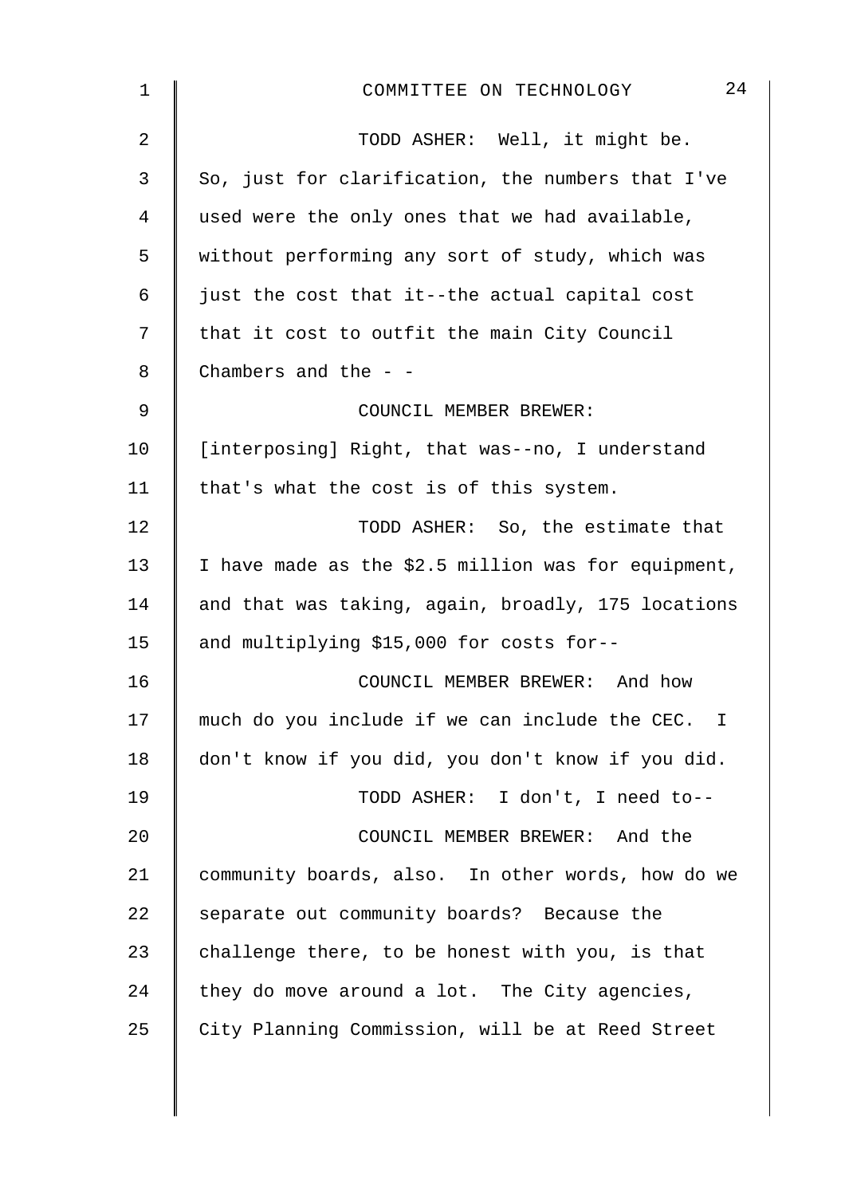TODD ASHER: Well, it might be. So, just for clarification, the numbers that I've used were the only ones that we had available, without performing any sort of study, which was just the cost that it--the actual capital cost that it cost to outfit the main City Council Chambers and the - -

COUNCIL MEMBER BREWER: [interposing] Right, that was--no, I understand that's what the cost is of this system.

TODD ASHER: So, the estimate that I have made as the $2.5 million was for equipment, and that was taking, again, broadly, 175 locations and multiplying $15,000 for costs for--

COUNCIL MEMBER BREWER: And how much do you include if we can include the CEC. I don't know if you did, you don't know if you did.

TODD ASHER: I don't, I need to--

COUNCIL MEMBER BREWER: And the community boards, also. In other words, how do we separate out community boards? Because the challenge there, to be honest with you, is that they do move around a lot. The City agencies, City Planning Commission, will be at Reed Street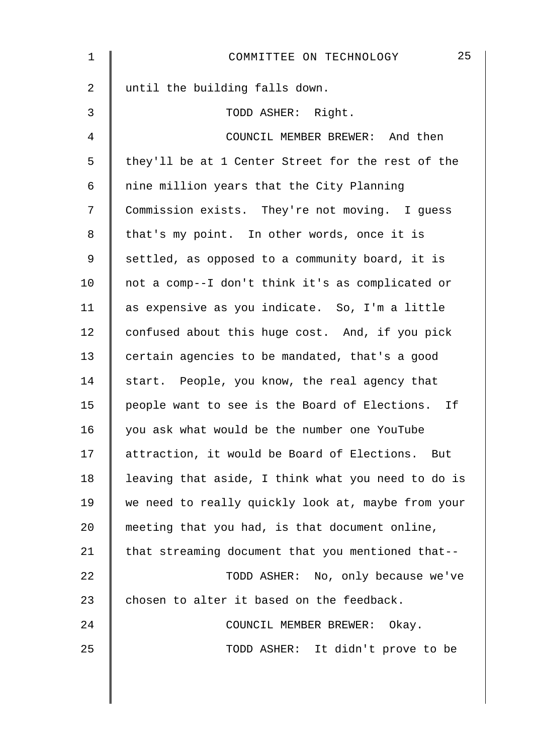until the building falls down.

TODD ASHER: Right.

COUNCIL MEMBER BREWER: And then they'll be at 1 Center Street for the rest of the nine million years that the City Planning Commission exists. They're not moving. I guess that's my point. In other words, once it is settled, as opposed to a community board, it is not a comp--I don't think it's as complicated or as expensive as you indicate. So, I'm a little confused about this huge cost. And, if you pick certain agencies to be mandated, that's a good start. People, you know, the real agency that people want to see is the Board of Elections. If you ask what would be the number one YouTube attraction, it would be Board of Elections. But leaving that aside, I think what you need to do is we need to really quickly look at, maybe from your meeting that you had, is that document online, that streaming document that you mentioned that--

TODD ASHER: No, only because we've chosen to alter it based on the feedback.

COUNCIL MEMBER BREWER: Okay.

TODD ASHER: It didn't prove to be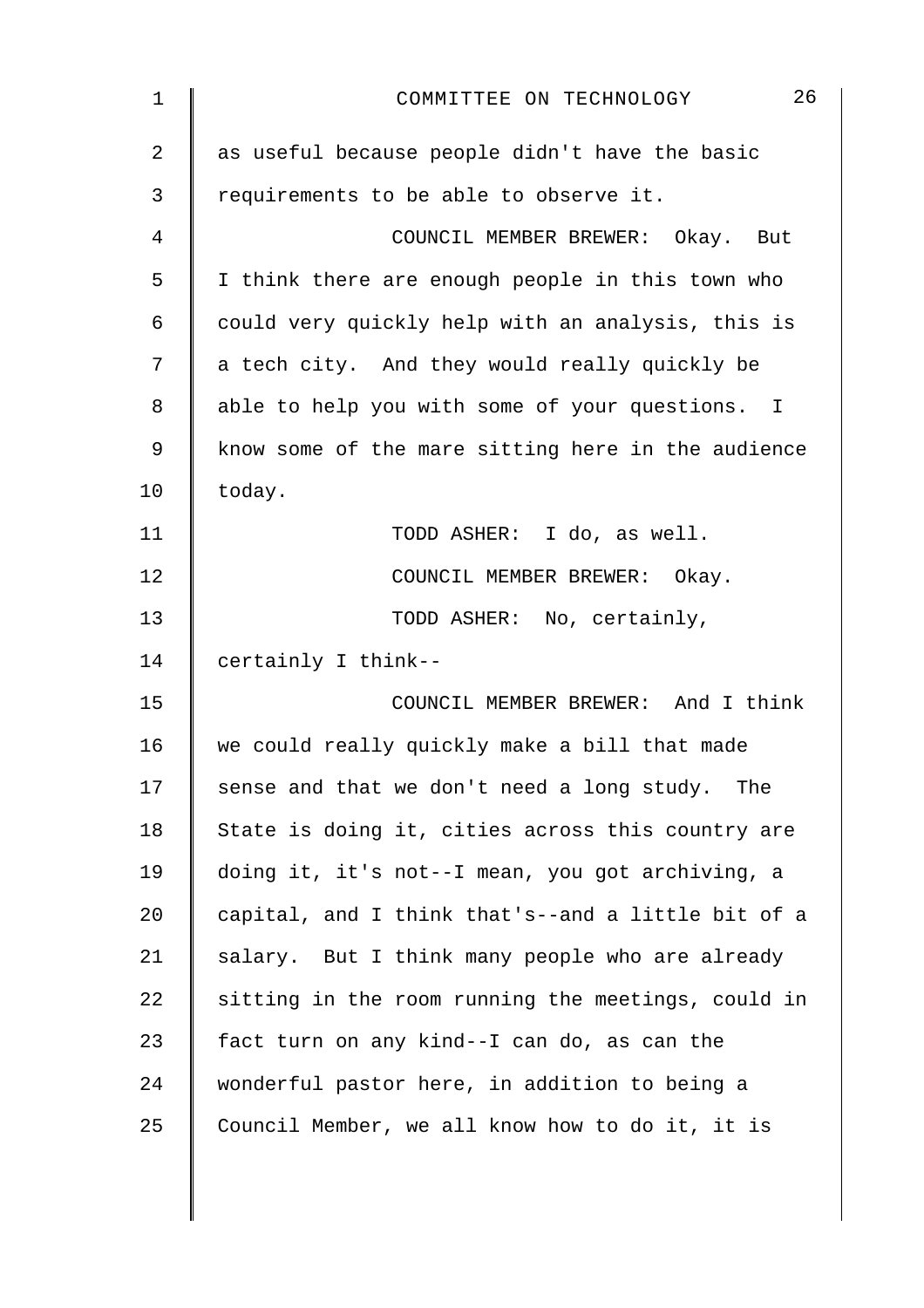as useful because people didn't have the basic requirements to be able to observe it.

COUNCIL MEMBER BREWER: Okay. But I think there are enough people in this town who could very quickly help with an analysis, this is a tech city. And they would really quickly be able to help you with some of your questions. I know some of the mare sitting here in the audience today.

TODD ASHER: I do, as well.

COUNCIL MEMBER BREWER: Okay.

TODD ASHER: No, certainly, certainly I think--

COUNCIL MEMBER BREWER: And I think we could really quickly make a bill that made sense and that we don't need a long study. The State is doing it, cities across this country are doing it, it's not--I mean, you got archiving, a capital, and I think that's--and a little bit of a salary. But I think many people who are already sitting in the room running the meetings, could in fact turn on any kind--I can do, as can the wonderful pastor here, in addition to being a Council Member, we all know how to do it, it is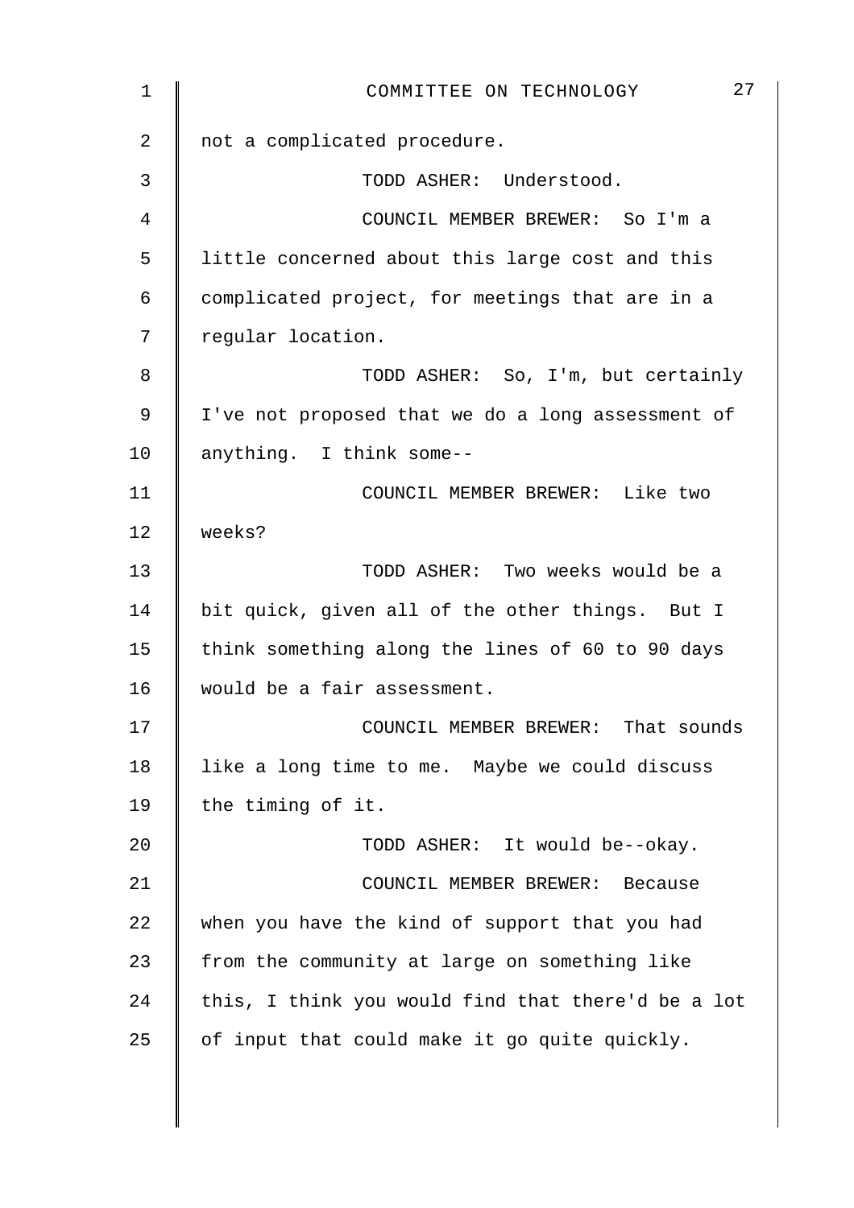not a complicated procedure.

TODD ASHER: Understood.

COUNCIL MEMBER BREWER: So I'm a little concerned about this large cost and this complicated project, for meetings that are in a regular location.

TODD ASHER: So, I'm, but certainly I've not proposed that we do a long assessment of anything. I think some--

COUNCIL MEMBER BREWER: Like two weeks?

TODD ASHER: Two weeks would be a bit quick, given all of the other things. But I think something along the lines of 60 to 90 days would be a fair assessment.

COUNCIL MEMBER BREWER: That sounds like a long time to me. Maybe we could discuss the timing of it.

TODD ASHER: It would be--okay.

COUNCIL MEMBER BREWER: Because when you have the kind of support that you had from the community at large on something like this, I think you would find that there'd be a lot of input that could make it go quite quickly.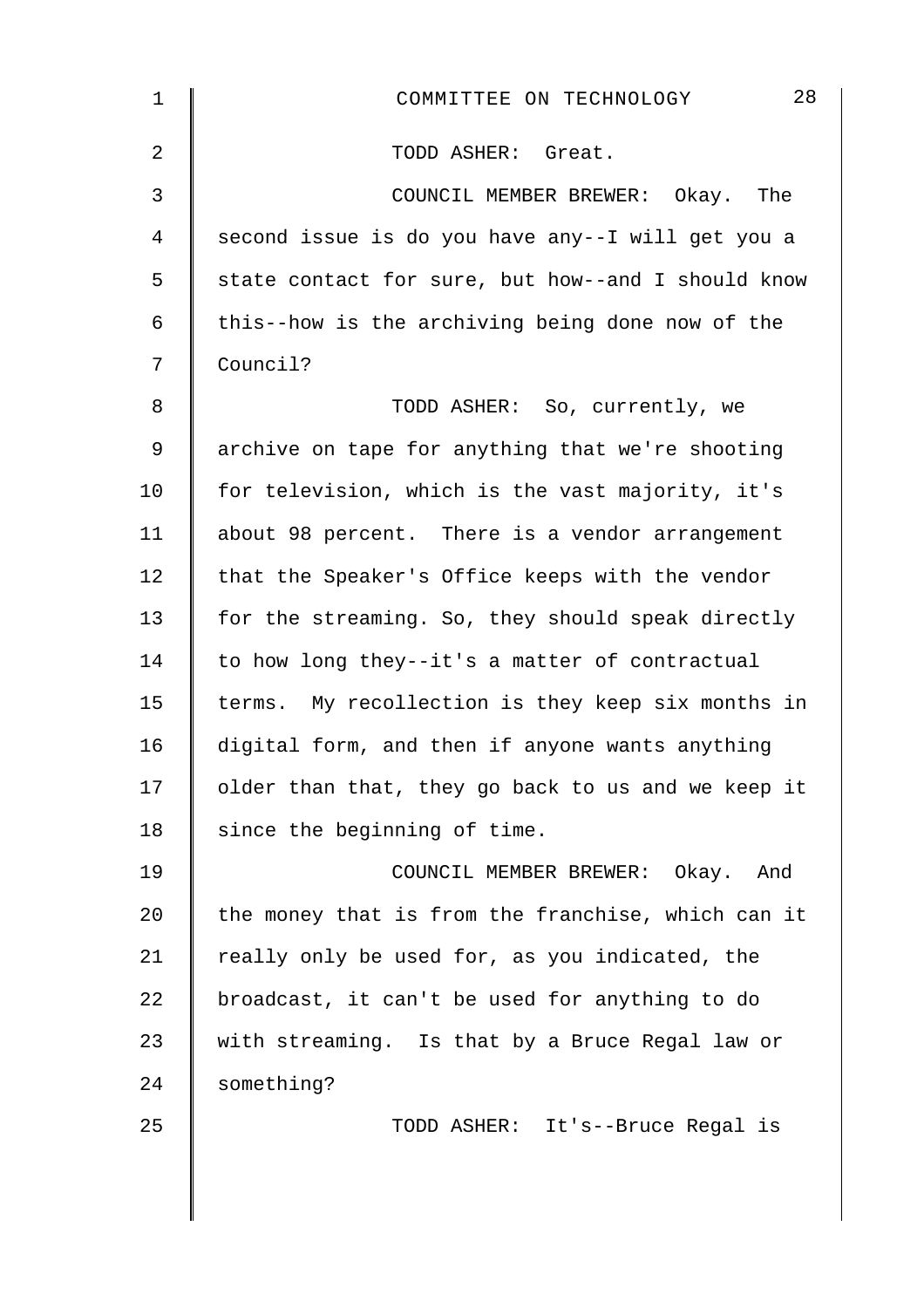TODD ASHER: Great.

COUNCIL MEMBER BREWER: Okay. The second issue is do you have any--I will get you a state contact for sure, but how--and I should know this--how is the archiving being done now of the Council?

TODD ASHER: So, currently, we archive on tape for anything that we're shooting for television, which is the vast majority, it's about 98 percent. There is a vendor arrangement that the Speaker's Office keeps with the vendor for the streaming. So, they should speak directly to how long they--it's a matter of contractual terms. My recollection is they keep six months in digital form, and then if anyone wants anything older than that, they go back to us and we keep it since the beginning of time.

COUNCIL MEMBER BREWER: Okay. And the money that is from the franchise, which can it really only be used for, as you indicated, the broadcast, it can't be used for anything to do with streaming. Is that by a Bruce Regal law or something?

TODD ASHER: It's--Bruce Regal is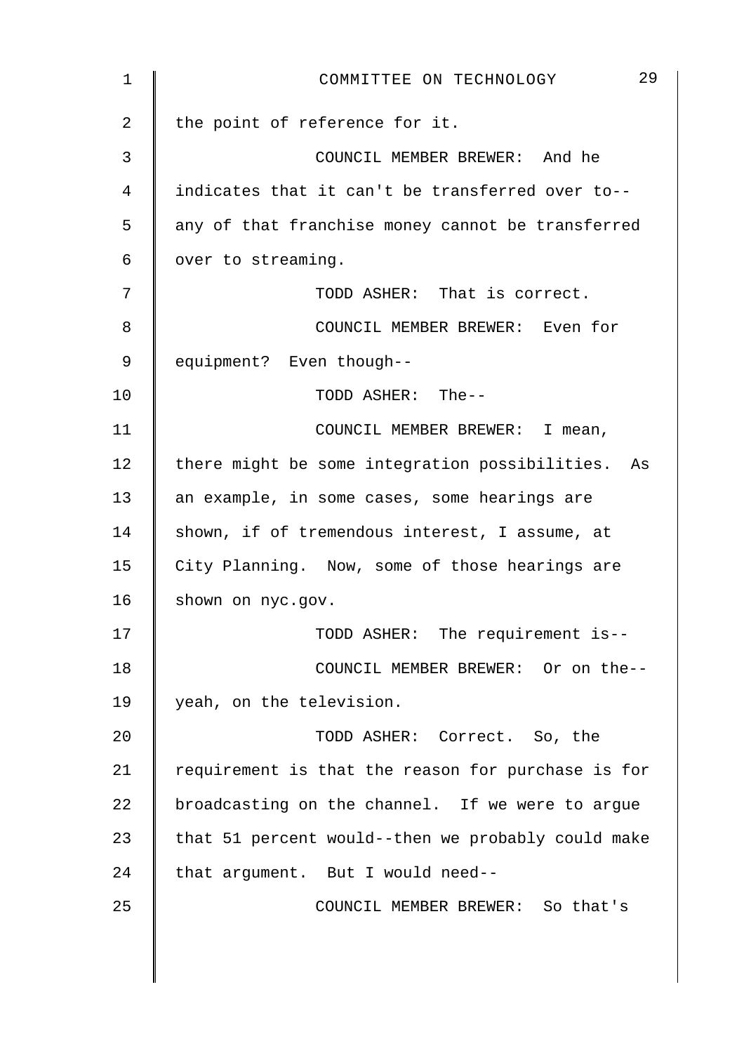the point of reference for it.

COUNCIL MEMBER BREWER: And he indicates that it can't be transferred over to-- any of that franchise money cannot be transferred over to streaming.

TODD ASHER: That is correct.

COUNCIL MEMBER BREWER: Even for equipment? Even though--

TODD ASHER: The--

COUNCIL MEMBER BREWER: I mean, there might be some integration possibilities. As an example, in some cases, some hearings are shown, if of tremendous interest, I assume, at City Planning. Now, some of those hearings are shown on nyc.gov.

TODD ASHER: The requirement is--

COUNCIL MEMBER BREWER: Or on the-- yeah, on the television.

TODD ASHER: Correct. So, the requirement is that the reason for purchase is for broadcasting on the channel. If we were to argue that 51 percent would--then we probably could make that argument. But I would need--

COUNCIL MEMBER BREWER: So that's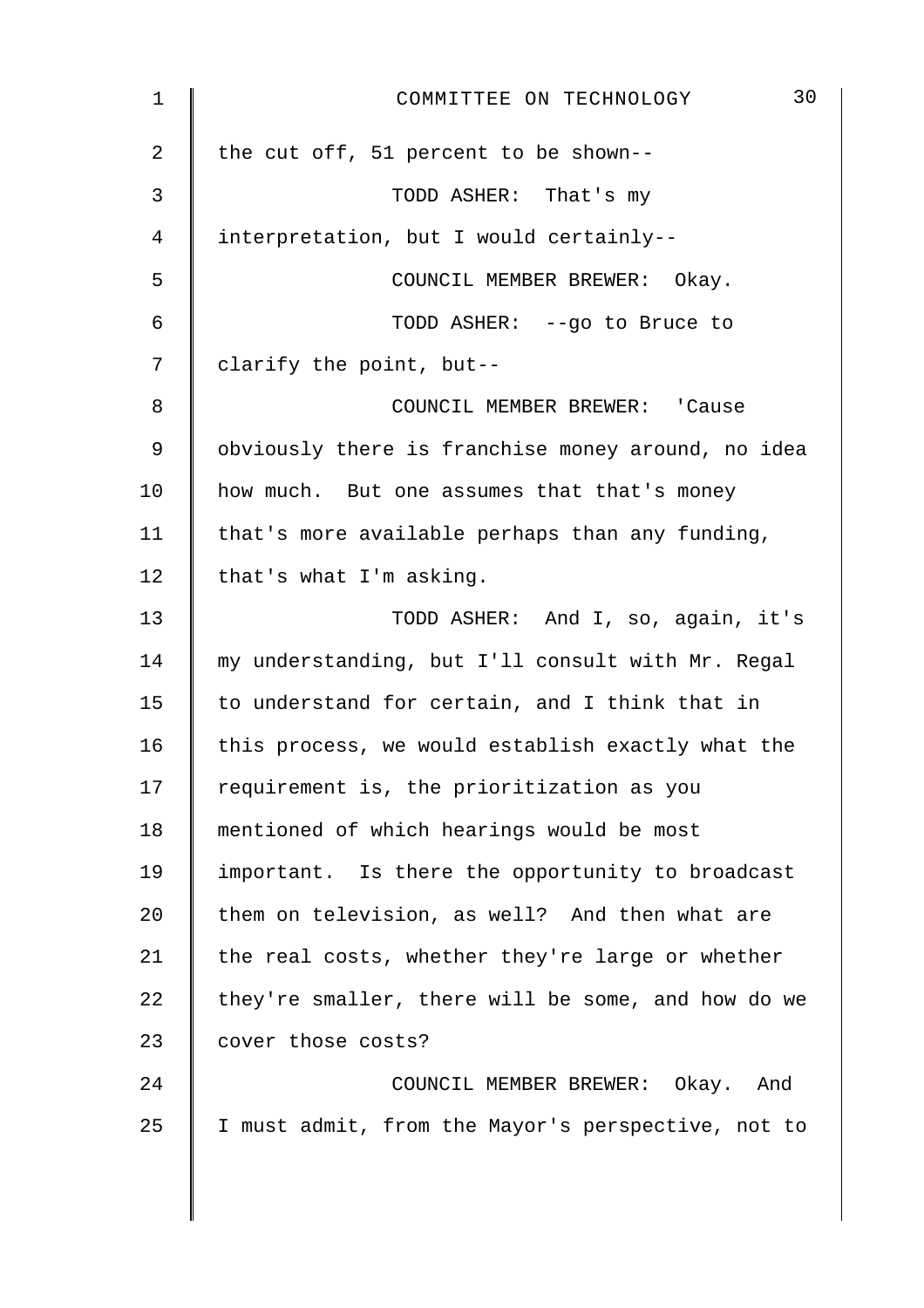the cut off, 51 percent to be shown--

TODD ASHER: That's my interpretation, but I would certainly--

COUNCIL MEMBER BREWER: Okay.

TODD ASHER: --go to Bruce to clarify the point, but--

COUNCIL MEMBER BREWER: 'Cause obviously there is franchise money around, no idea how much. But one assumes that that's money that's more available perhaps than any funding, that's what I'm asking.

TODD ASHER: And I, so, again, it's my understanding, but I'll consult with Mr. Regal to understand for certain, and I think that in this process, we would establish exactly what the requirement is, the prioritization as you mentioned of which hearings would be most important. Is there the opportunity to broadcast them on television, as well? And then what are the real costs, whether they're large or whether they're smaller, there will be some, and how do we cover those costs?

COUNCIL MEMBER BREWER: Okay. And I must admit, from the Mayor's perspective, not to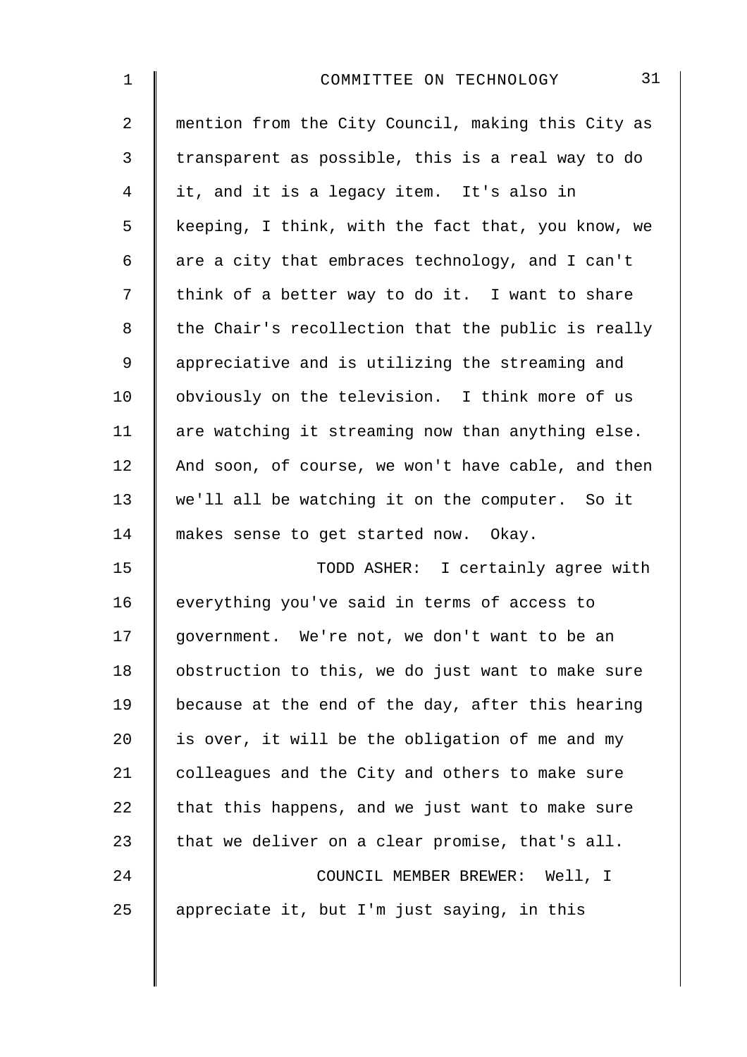mention from the City Council, making this City as transparent as possible, this is a real way to do it, and it is a legacy item. It's also in keeping, I think, with the fact that, you know, we are a city that embraces technology, and I can't think of a better way to do it. I want to share the Chair's recollection that the public is really appreciative and is utilizing the streaming and obviously on the television. I think more of us are watching it streaming now than anything else. And soon, of course, we won't have cable, and then we'll all be watching it on the computer. So it makes sense to get started now. Okay.

TODD ASHER: I certainly agree with everything you've said in terms of access to government. We're not, we don't want to be an obstruction to this, we do just want to make sure because at the end of the day, after this hearing is over, it will be the obligation of me and my colleagues and the City and others to make sure that this happens, and we just want to make sure that we deliver on a clear promise, that's all.

COUNCIL MEMBER BREWER: Well, I appreciate it, but I'm just saying, in this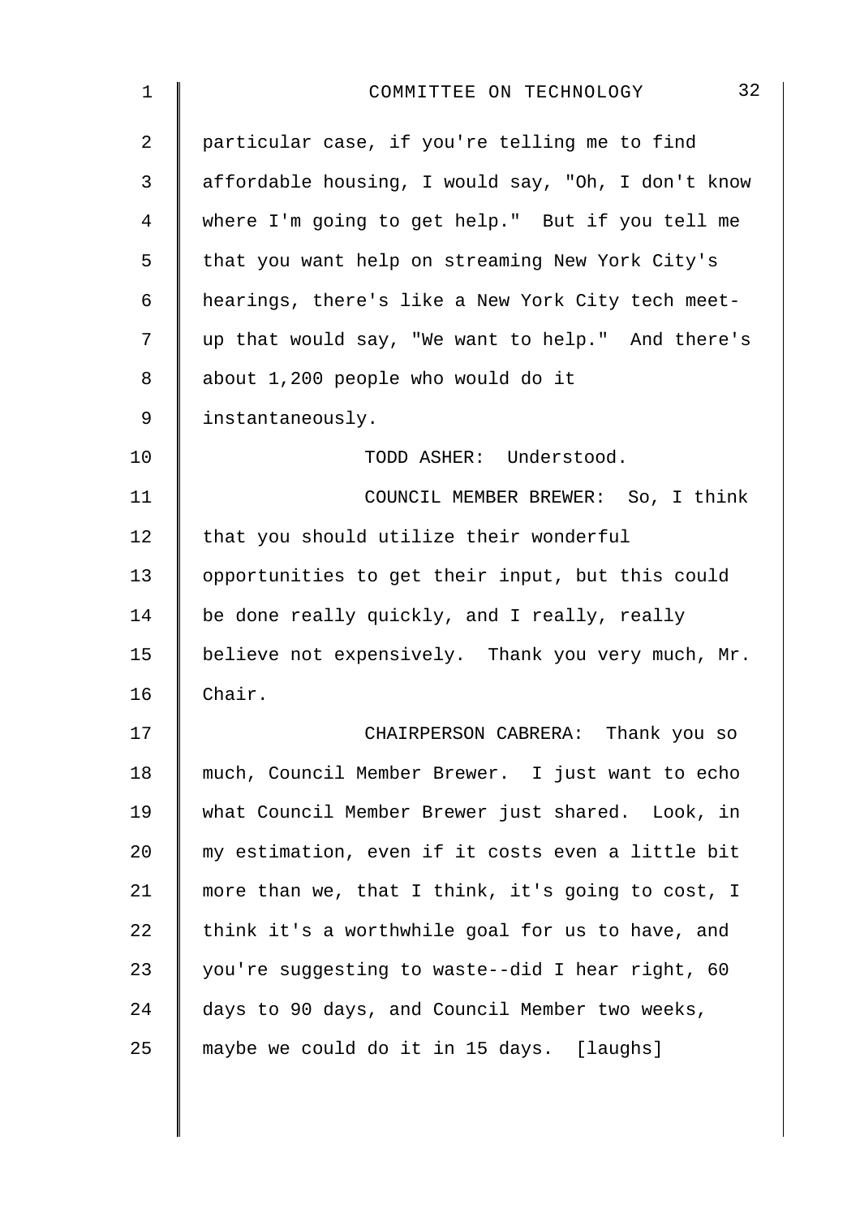particular case, if you're telling me to find affordable housing, I would say, "Oh, I don't know where I'm going to get help." But if you tell me that you want help on streaming New York City's hearings, there's like a New York City tech meet-up that would say, "We want to help." And there's about 1,200 people who would do it instantaneously.

TODD ASHER: Understood.

COUNCIL MEMBER BREWER: So, I think that you should utilize their wonderful opportunities to get their input, but this could be done really quickly, and I really, really believe not expensively. Thank you very much, Mr. Chair.

CHAIRPERSON CABRERA: Thank you so much, Council Member Brewer. I just want to echo what Council Member Brewer just shared. Look, in my estimation, even if it costs even a little bit more than we, that I think, it's going to cost, I think it's a worthwhile goal for us to have, and you're suggesting to waste--did I hear right, 60 days to 90 days, and Council Member two weeks, maybe we could do it in 15 days. [laughs]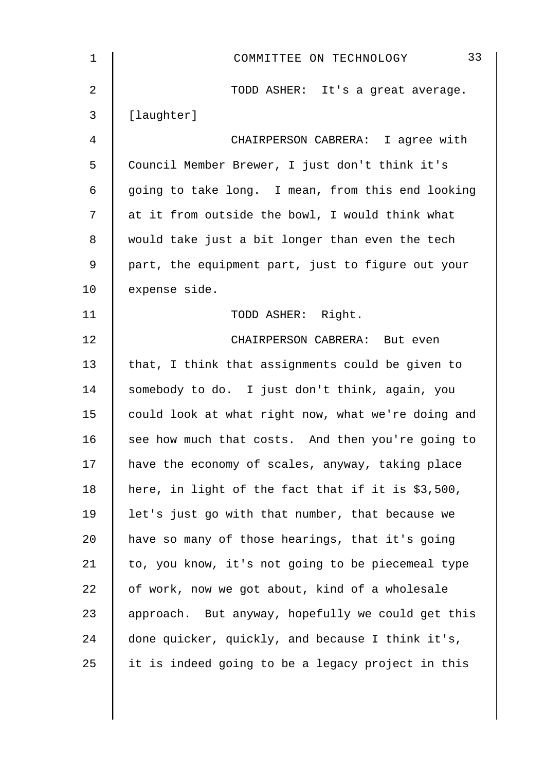TODD ASHER: It's a great average.

[laughter]

CHAIRPERSON CABRERA: I agree with Council Member Brewer, I just don't think it's going to take long. I mean, from this end looking at it from outside the bowl, I would think what would take just a bit longer than even the tech part, the equipment part, just to figure out your expense side.

TODD ASHER: Right.

CHAIRPERSON CABRERA: But even that, I think that assignments could be given to somebody to do. I just don't think, again, you could look at what right now, what we're doing and see how much that costs. And then you're going to have the economy of scales, anyway, taking place here, in light of the fact that if it is $3,500, let's just go with that number, that because we have so many of those hearings, that it's going to, you know, it's not going to be piecemeal type of work, now we got about, kind of a wholesale approach. But anyway, hopefully we could get this done quicker, quickly, and because I think it's, it is indeed going to be a legacy project in this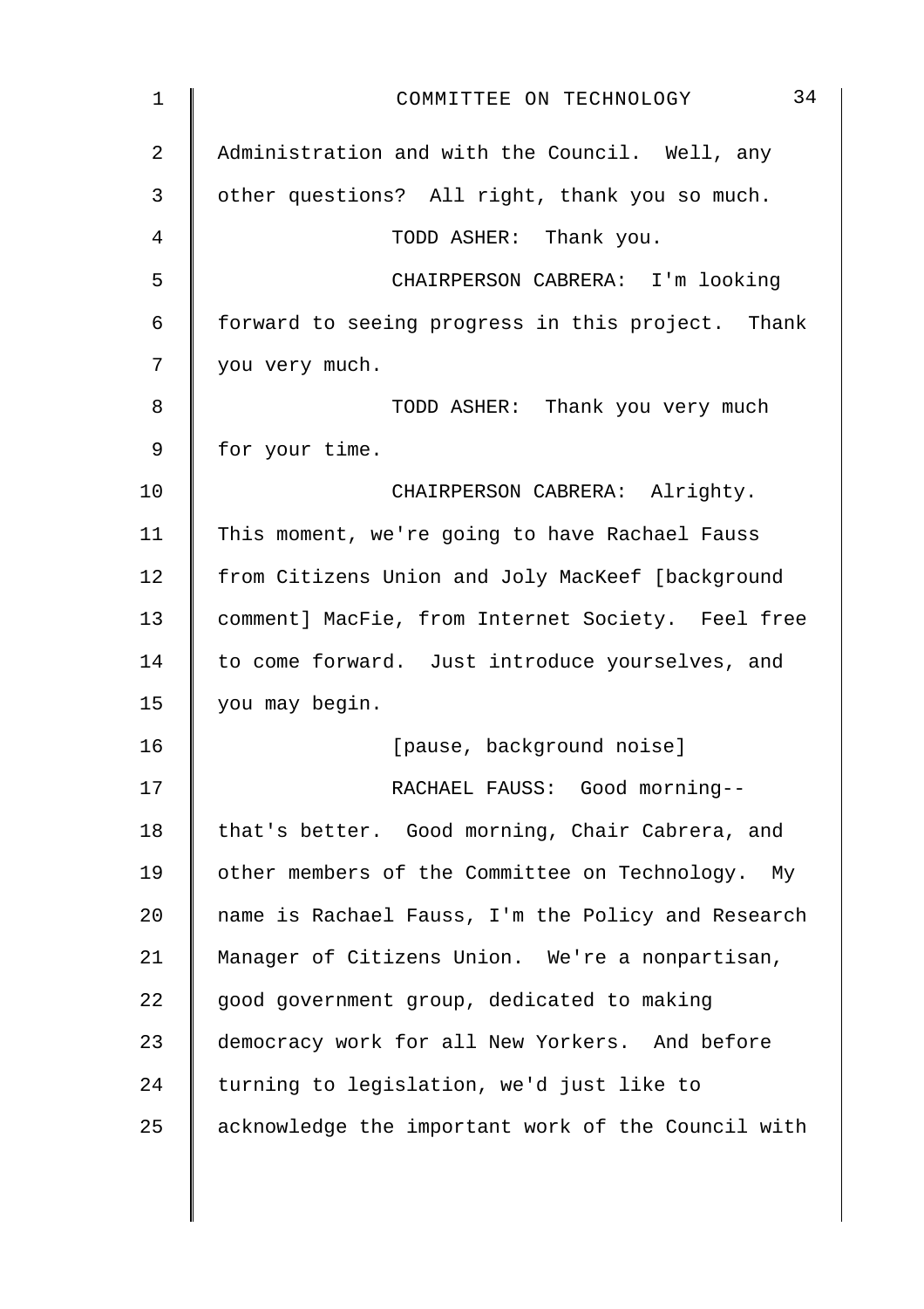Administration and with the Council. Well, any other questions? All right, thank you so much.

TODD ASHER: Thank you.

CHAIRPERSON CABRERA: I'm looking forward to seeing progress in this project. Thank you very much.

TODD ASHER: Thank you very much for your time.

CHAIRPERSON CABRERA: Alrighty. This moment, we're going to have Rachael Fauss from Citizens Union and Joly MacKeef [background comment] MacFie, from Internet Society. Feel free to come forward. Just introduce yourselves, and you may begin.

[pause, background noise]

RACHAEL FAUSS: Good morning-- that's better. Good morning, Chair Cabrera, and other members of the Committee on Technology. My name is Rachael Fauss, I'm the Policy and Research Manager of Citizens Union. We're a nonpartisan, good government group, dedicated to making democracy work for all New Yorkers. And before turning to legislation, we'd just like to acknowledge the important work of the Council with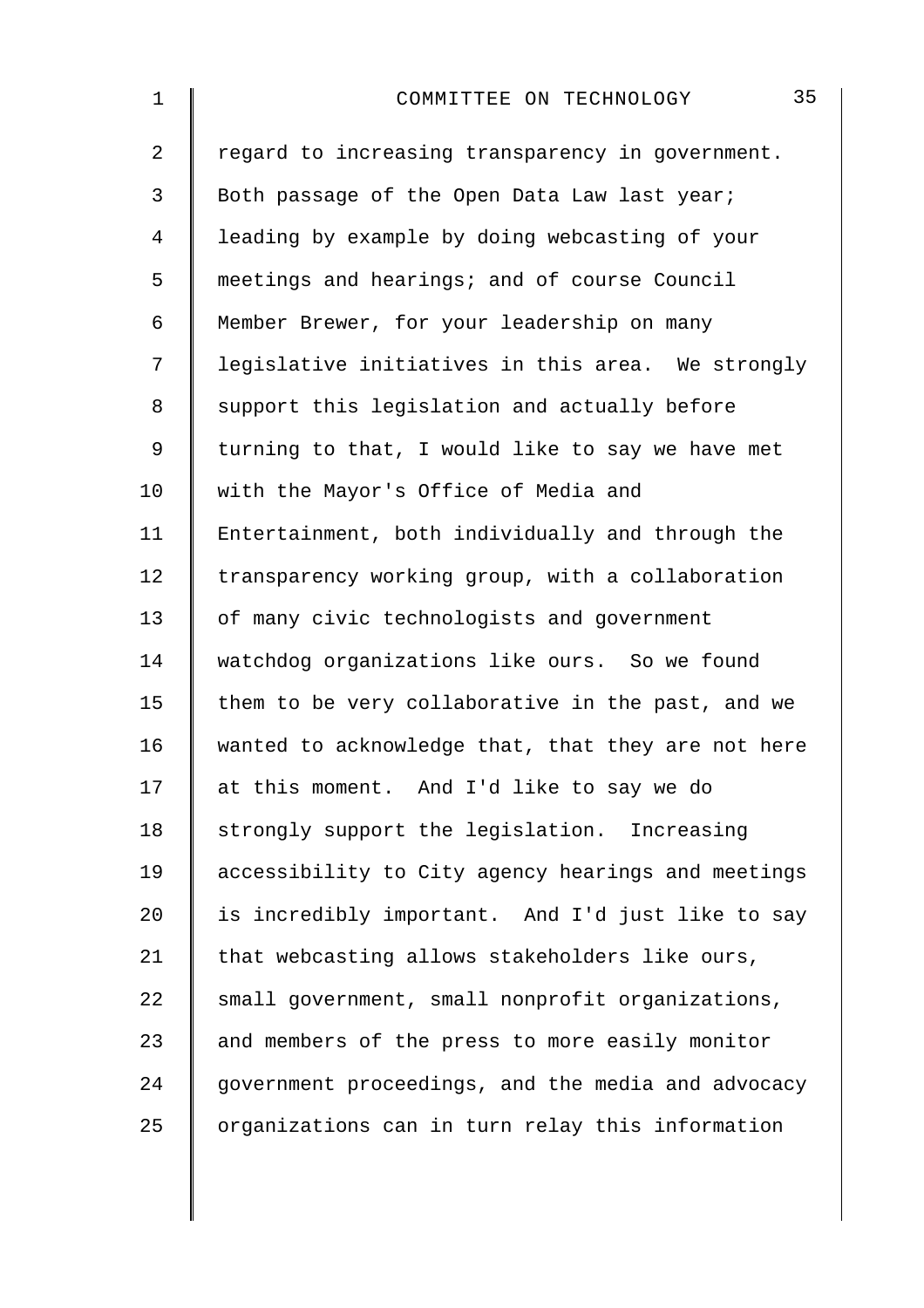regard to increasing transparency in government. Both passage of the Open Data Law last year; leading by example by doing webcasting of your meetings and hearings; and of course Council Member Brewer, for your leadership on many legislative initiatives in this area. We strongly support this legislation and actually before turning to that, I would like to say we have met with the Mayor's Office of Media and Entertainment, both individually and through the transparency working group, with a collaboration of many civic technologists and government watchdog organizations like ours. So we found them to be very collaborative in the past, and we wanted to acknowledge that, that they are not here at this moment. And I'd like to say we do strongly support the legislation. Increasing accessibility to City agency hearings and meetings is incredibly important. And I'd just like to say that webcasting allows stakeholders like ours, small government, small nonprofit organizations, and members of the press to more easily monitor government proceedings, and the media and advocacy organizations can in turn relay this information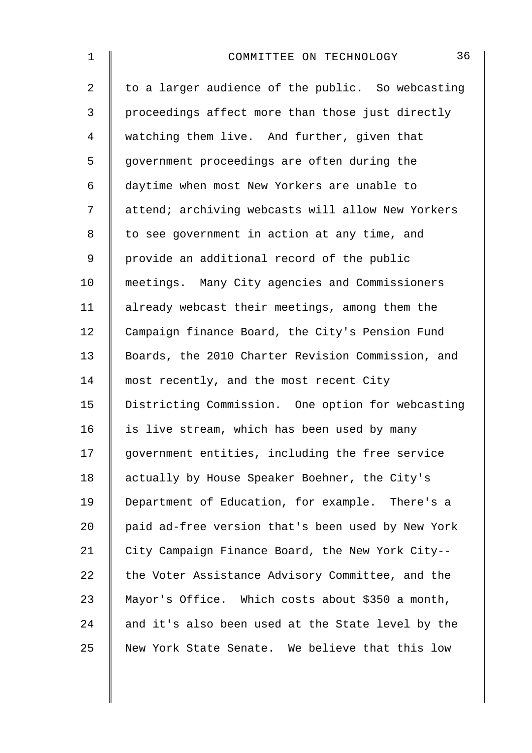to a larger audience of the public. So webcasting proceedings affect more than those just directly watching them live. And further, given that government proceedings are often during the daytime when most New Yorkers are unable to attend; archiving webcasts will allow New Yorkers to see government in action at any time, and provide an additional record of the public meetings. Many City agencies and Commissioners already webcast their meetings, among them the Campaign finance Board, the City's Pension Fund Boards, the 2010 Charter Revision Commission, and most recently, and the most recent City Districting Commission. One option for webcasting is live stream, which has been used by many government entities, including the free service actually by House Speaker Boehner, the City's Department of Education, for example. There's a paid ad-free version that's been used by New York City Campaign Finance Board, the New York City-- the Voter Assistance Advisory Committee, and the Mayor's Office. Which costs about $350 a month, and it's also been used at the State level by the New York State Senate. We believe that this low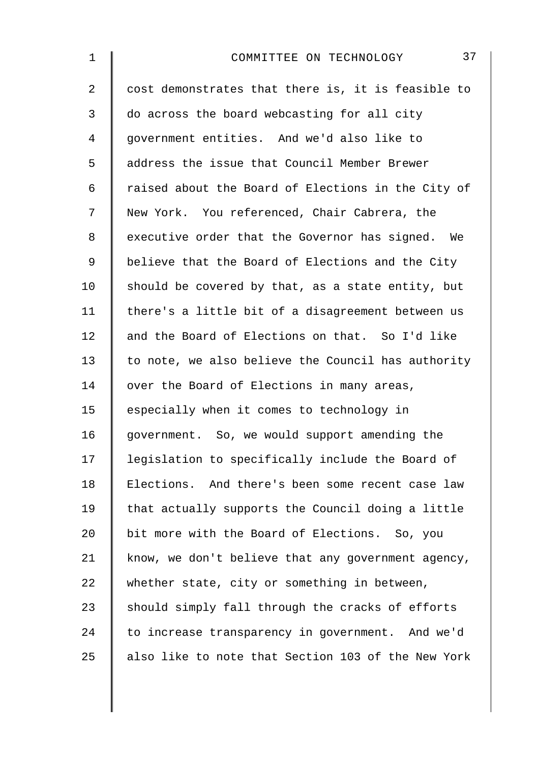cost demonstrates that there is, it is feasible to do across the board webcasting for all city government entities. And we'd also like to address the issue that Council Member Brewer raised about the Board of Elections in the City of New York. You referenced, Chair Cabrera, the executive order that the Governor has signed. We believe that the Board of Elections and the City should be covered by that, as a state entity, but there's a little bit of a disagreement between us and the Board of Elections on that. So I'd like to note, we also believe the Council has authority over the Board of Elections in many areas, especially when it comes to technology in government. So, we would support amending the legislation to specifically include the Board of Elections. And there's been some recent case law that actually supports the Council doing a little bit more with the Board of Elections. So, you know, we don't believe that any government agency, whether state, city or something in between, should simply fall through the cracks of efforts to increase transparency in government. And we'd also like to note that Section 103 of the New York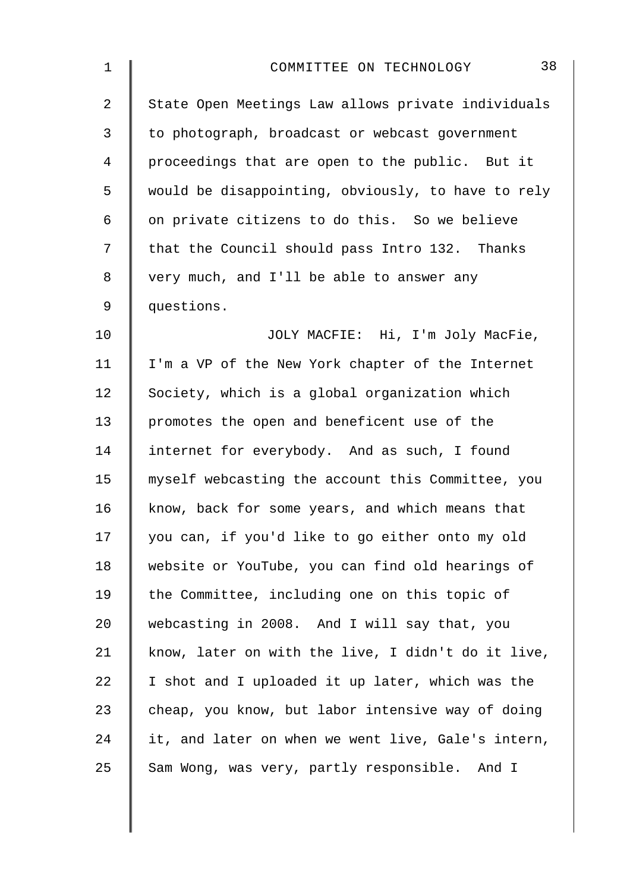State Open Meetings Law allows private individuals to photograph, broadcast or webcast government proceedings that are open to the public. But it would be disappointing, obviously, to have to rely on private citizens to do this. So we believe that the Council should pass Intro 132. Thanks very much, and I'll be able to answer any questions.

JOLY MACFIE: Hi, I'm Joly MacFie, I'm a VP of the New York chapter of the Internet Society, which is a global organization which promotes the open and beneficent use of the internet for everybody. And as such, I found myself webcasting the account this Committee, you know, back for some years, and which means that you can, if you'd like to go either onto my old website or YouTube, you can find old hearings of the Committee, including one on this topic of webcasting in 2008. And I will say that, you know, later on with the live, I didn't do it live, I shot and I uploaded it up later, which was the cheap, you know, but labor intensive way of doing it, and later on when we went live, Gale's intern, Sam Wong, was very, partly responsible. And I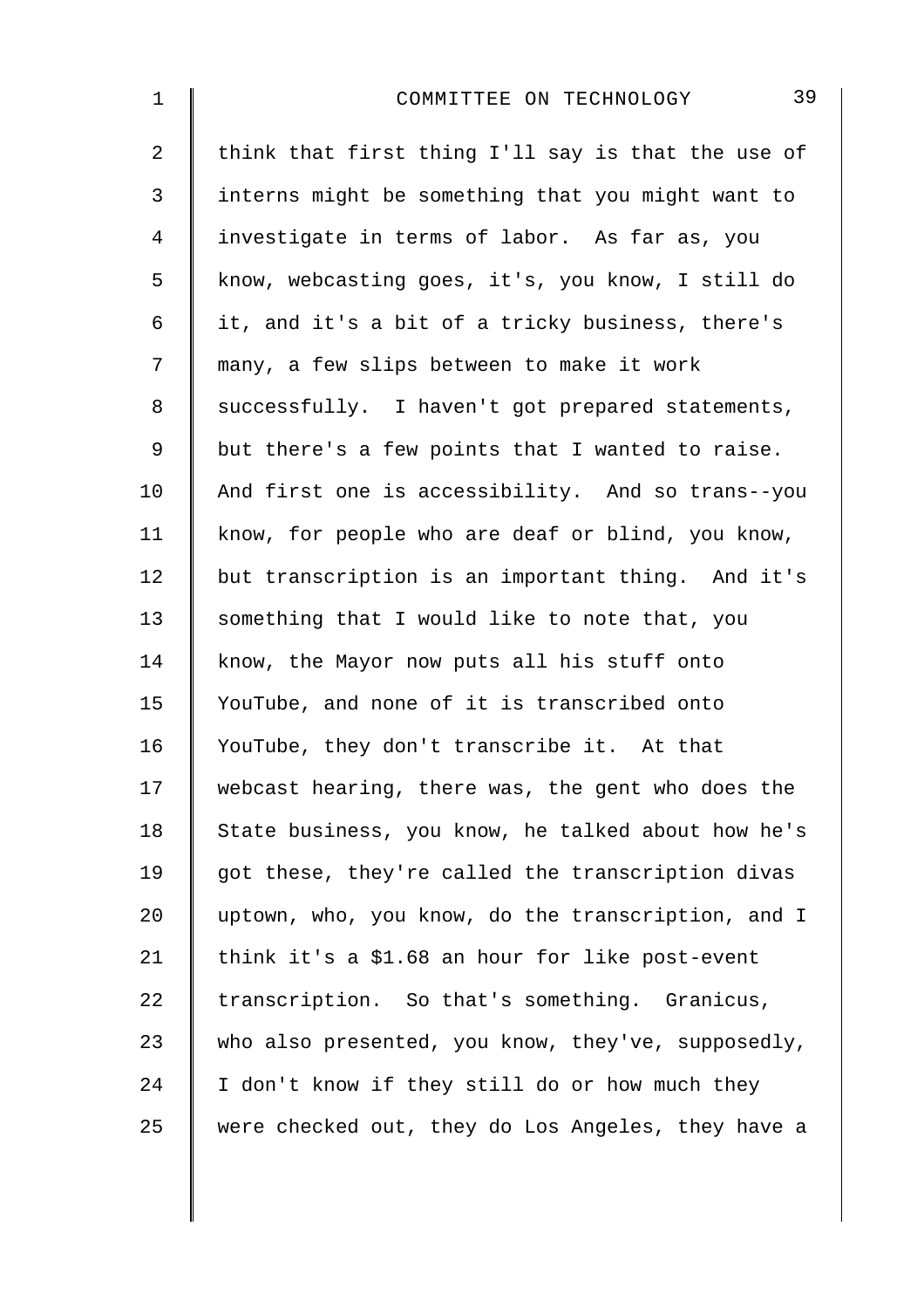think that first thing I'll say is that the use of interns might be something that you might want to investigate in terms of labor. As far as, you know, webcasting goes, it's, you know, I still do it, and it's a bit of a tricky business, there's many, a few slips between to make it work successfully. I haven't got prepared statements, but there's a few points that I wanted to raise. And first one is accessibility. And so trans--you know, for people who are deaf or blind, you know, but transcription is an important thing. And it's something that I would like to note that, you know, the Mayor now puts all his stuff onto YouTube, and none of it is transcribed onto YouTube, they don't transcribe it. At that webcast hearing, there was, the gent who does the State business, you know, he talked about how he's got these, they're called the transcription divas uptown, who, you know, do the transcription, and I think it's a $1.68 an hour for like post-event transcription. So that's something. Granicus, who also presented, you know, they've, supposedly, I don't know if they still do or how much they were checked out, they do Los Angeles, they have a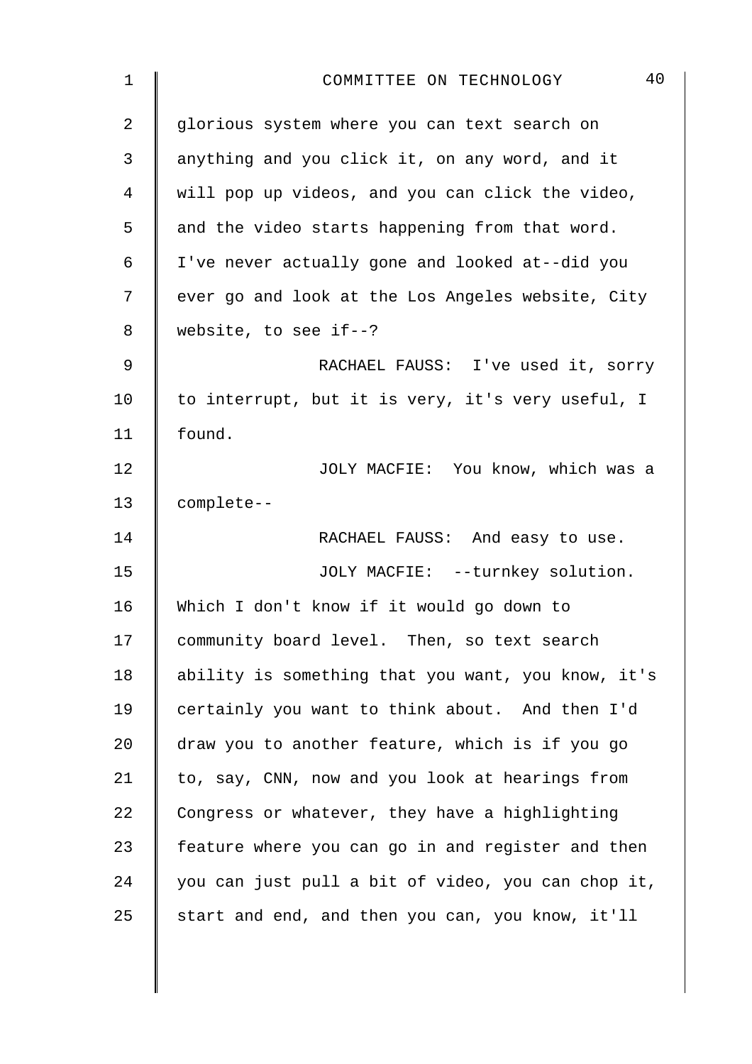glorious system where you can text search on anything and you click it, on any word, and it will pop up videos, and you can click the video, and the video starts happening from that word. I've never actually gone and looked at--did you ever go and look at the Los Angeles website, City website, to see if--?

RACHAEL FAUSS: I've used it, sorry to interrupt, but it is very, it's very useful, I found.

JOLY MACFIE: You know, which was a complete--

RACHAEL FAUSS: And easy to use.

JOLY MACFIE: --turnkey solution. Which I don't know if it would go down to community board level. Then, so text search ability is something that you want, you know, it's certainly you want to think about. And then I'd draw you to another feature, which is if you go to, say, CNN, now and you look at hearings from Congress or whatever, they have a highlighting feature where you can go in and register and then you can just pull a bit of video, you can chop it, start and end, and then you can, you know, it'll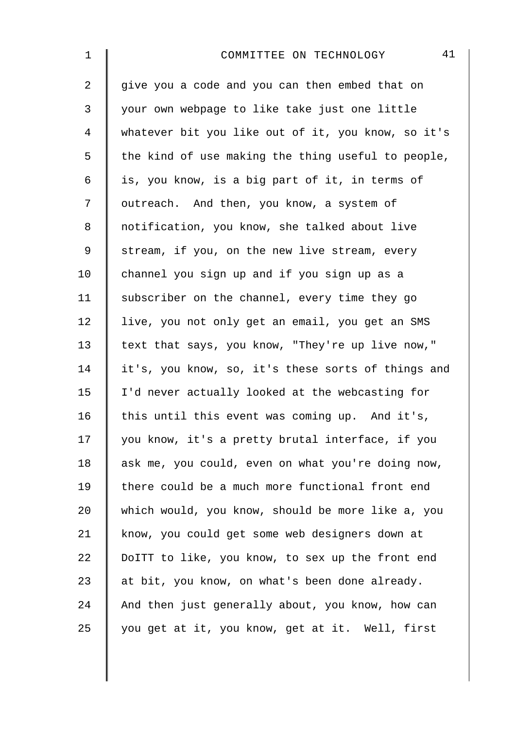give you a code and you can then embed that on your own webpage to like take just one little whatever bit you like out of it, you know, so it's the kind of use making the thing useful to people, is, you know, is a big part of it, in terms of outreach. And then, you know, a system of notification, you know, she talked about live stream, if you, on the new live stream, every channel you sign up and if you sign up as a subscriber on the channel, every time they go live, you not only get an email, you get an SMS text that says, you know, "They're up live now," it's, you know, so, it's these sorts of things and I'd never actually looked at the webcasting for this until this event was coming up. And it's, you know, it's a pretty brutal interface, if you ask me, you could, even on what you're doing now, there could be a much more functional front end which would, you know, should be more like a, you know, you could get some web designers down at DoITT to like, you know, to sex up the front end at bit, you know, on what's been done already. And then just generally about, you know, how can you get at it, you know, get at it. Well, first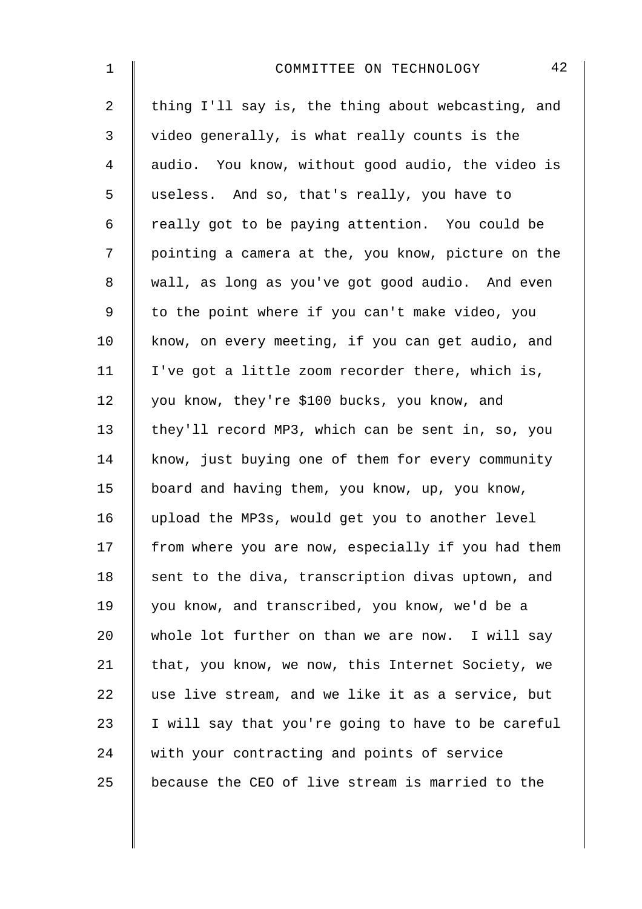thing I'll say is, the thing about webcasting, and video generally, is what really counts is the audio. You know, without good audio, the video is useless. And so, that's really, you have to really got to be paying attention. You could be pointing a camera at the, you know, picture on the wall, as long as you've got good audio. And even to the point where if you can't make video, you know, on every meeting, if you can get audio, and I've got a little zoom recorder there, which is, you know, they're $100 bucks, you know, and they'll record MP3, which can be sent in, so, you know, just buying one of them for every community board and having them, you know, up, you know, upload the MP3s, would get you to another level from where you are now, especially if you had them sent to the diva, transcription divas uptown, and you know, and transcribed, you know, we'd be a whole lot further on than we are now. I will say that, you know, we now, this Internet Society, we use live stream, and we like it as a service, but I will say that you're going to have to be careful with your contracting and points of service because the CEO of live stream is married to the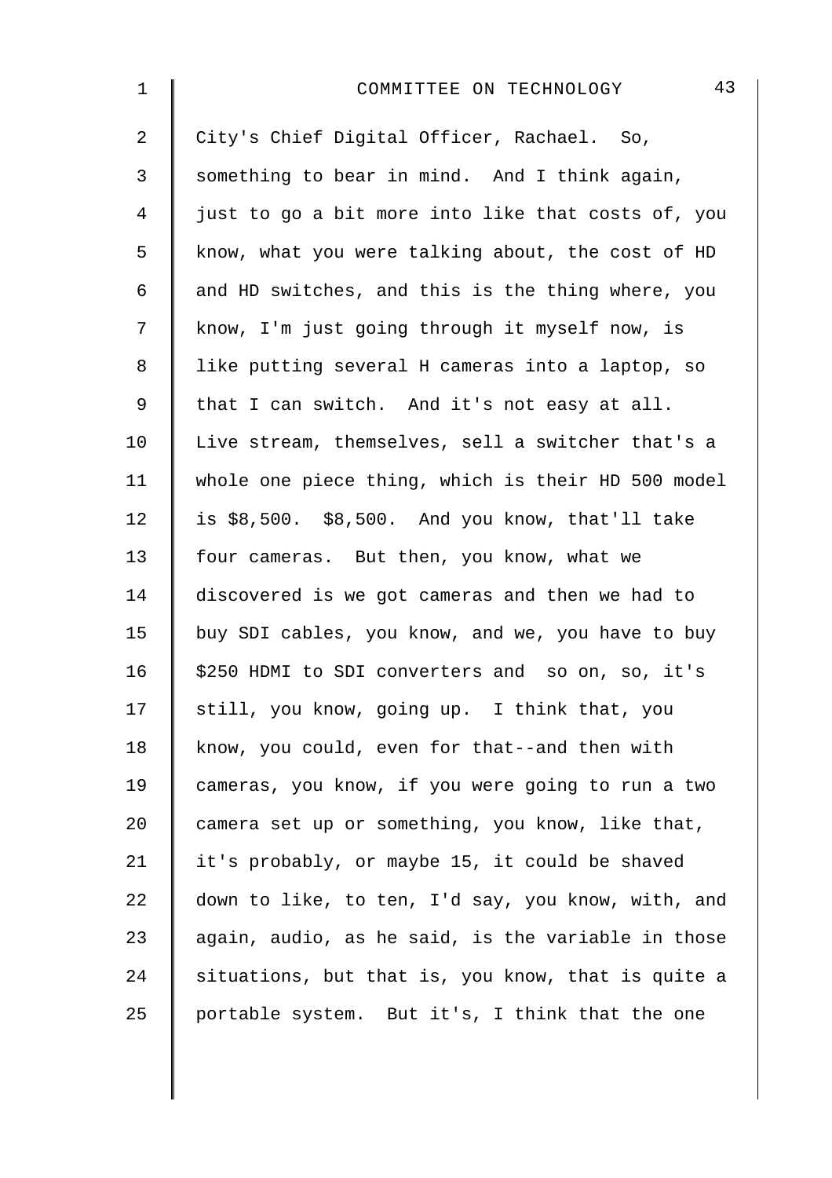City's Chief Digital Officer, Rachael. So, something to bear in mind. And I think again, just to go a bit more into like that costs of, you know, what you were talking about, the cost of HD and HD switches, and this is the thing where, you know, I'm just going through it myself now, is like putting several H cameras into a laptop, so that I can switch. And it's not easy at all. Live stream, themselves, sell a switcher that's a whole one piece thing, which is their HD 500 model is $8,500. $8,500. And you know, that'll take four cameras. But then, you know, what we discovered is we got cameras and then we had to buy SDI cables, you know, and we, you have to buy $250 HDMI to SDI converters and so on, so, it's still, you know, going up. I think that, you know, you could, even for that--and then with cameras, you know, if you were going to run a two camera set up or something, you know, like that, it's probably, or maybe 15, it could be shaved down to like, to ten, I'd say, you know, with, and again, audio, as he said, is the variable in those situations, but that is, you know, that is quite a portable system. But it's, I think that the one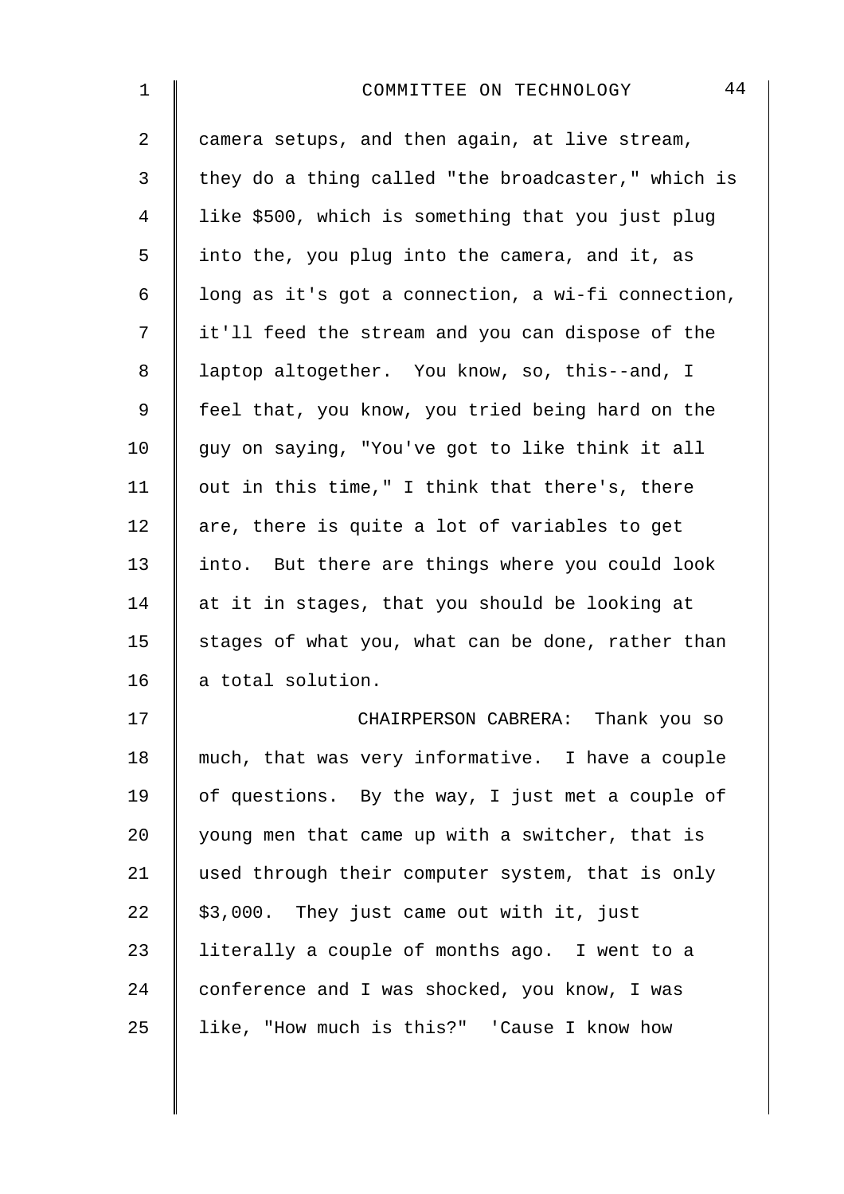camera setups, and then again, at live stream, they do a thing called "the broadcaster," which is like $500, which is something that you just plug into the, you plug into the camera, and it, as long as it's got a connection, a wi-fi connection, it'll feed the stream and you can dispose of the laptop altogether. You know, so, this--and, I feel that, you know, you tried being hard on the guy on saying, "You've got to like think it all out in this time," I think that there's, there are, there is quite a lot of variables to get into. But there are things where you could look at it in stages, that you should be looking at stages of what you, what can be done, rather than a total solution.

CHAIRPERSON CABRERA: Thank you so much, that was very informative. I have a couple of questions. By the way, I just met a couple of young men that came up with a switcher, that is used through their computer system, that is only $3,000. They just came out with it, just literally a couple of months ago. I went to a conference and I was shocked, you know, I was like, "How much is this?" 'Cause I know how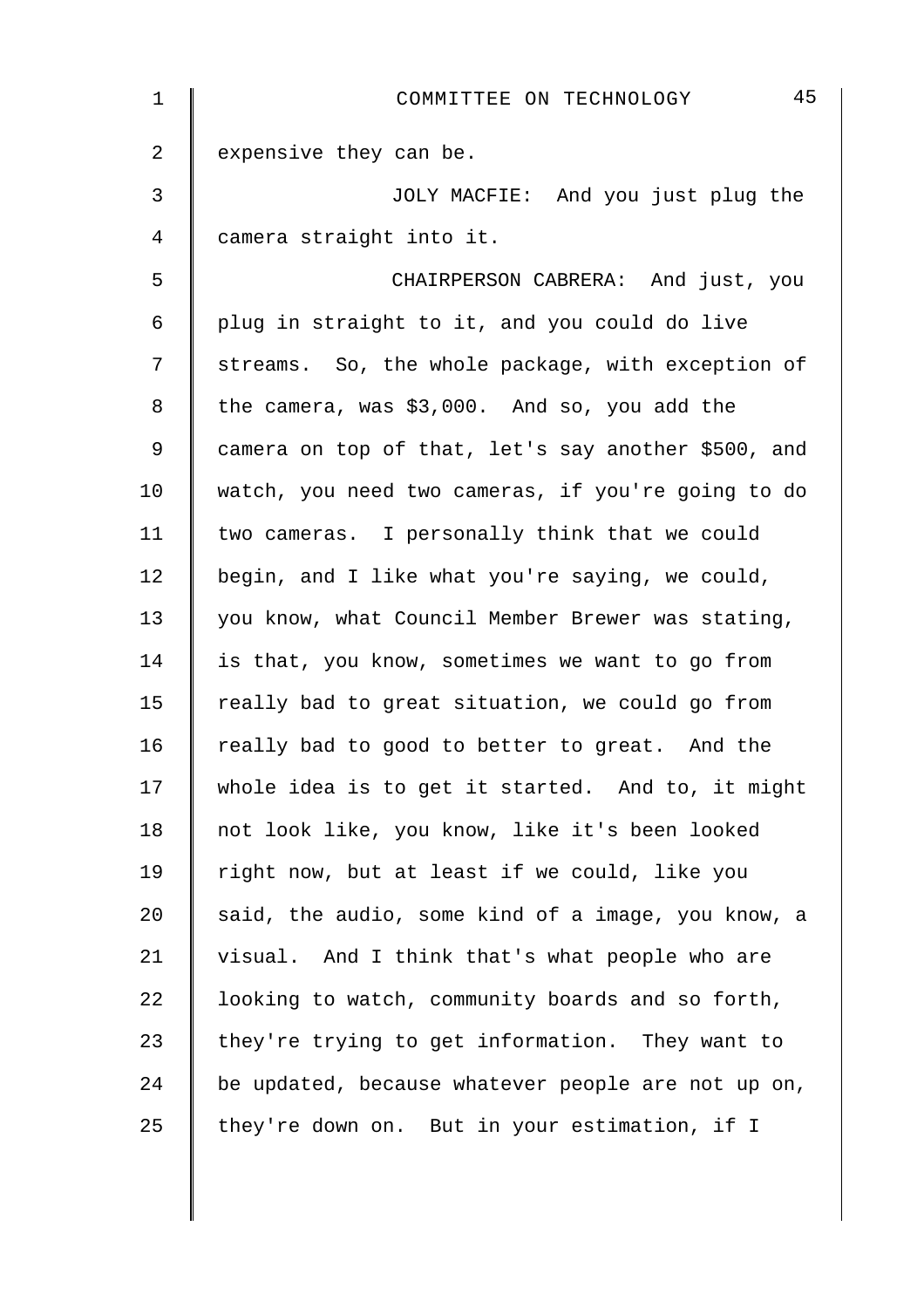expensive they can be.

JOLY MACFIE: And you just plug the camera straight into it.

CHAIRPERSON CABRERA: And just, you plug in straight to it, and you could do live streams. So, the whole package, with exception of the camera, was $3,000. And so, you add the camera on top of that, let's say another $500, and watch, you need two cameras, if you're going to do two cameras. I personally think that we could begin, and I like what you're saying, we could, you know, what Council Member Brewer was stating, is that, you know, sometimes we want to go from really bad to great situation, we could go from really bad to good to better to great. And the whole idea is to get it started. And to, it might not look like, you know, like it's been looked right now, but at least if we could, like you said, the audio, some kind of a image, you know, a visual. And I think that's what people who are looking to watch, community boards and so forth, they're trying to get information. They want to be updated, because whatever people are not up on, they're down on. But in your estimation, if I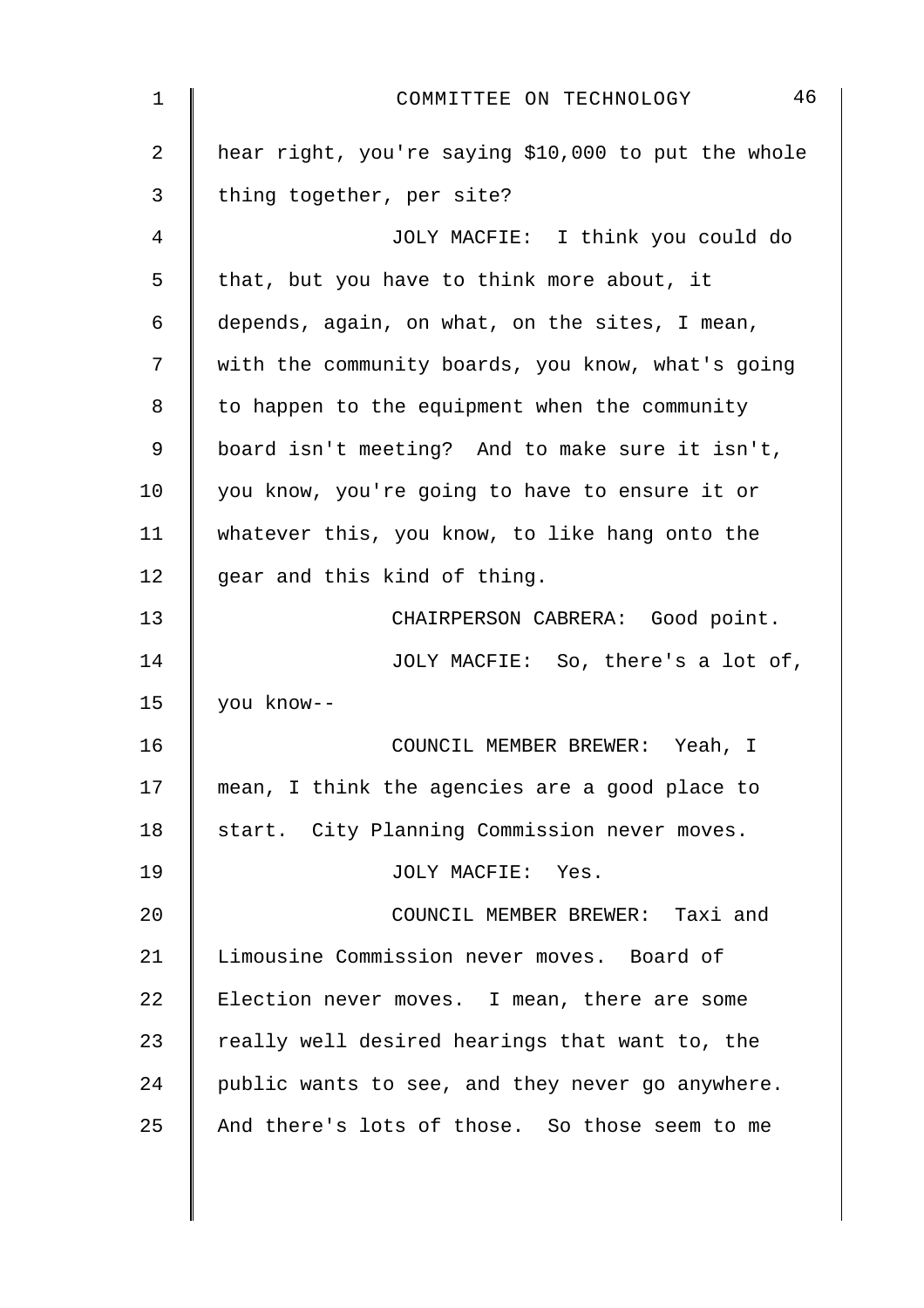hear right, you're saying $10,000 to put the whole thing together, per site?

JOLY MACFIE: I think you could do that, but you have to think more about, it depends, again, on what, on the sites, I mean, with the community boards, you know, what's going to happen to the equipment when the community board isn't meeting? And to make sure it isn't, you know, you're going to have to ensure it or whatever this, you know, to like hang onto the gear and this kind of thing.

CHAIRPERSON CABRERA: Good point.

JOLY MACFIE: So, there's a lot of, you know--

COUNCIL MEMBER BREWER: Yeah, I mean, I think the agencies are a good place to start. City Planning Commission never moves.

JOLY MACFIE: Yes.

COUNCIL MEMBER BREWER: Taxi and Limousine Commission never moves. Board of Election never moves. I mean, there are some really well desired hearings that want to, the public wants to see, and they never go anywhere. And there's lots of those. So those seem to me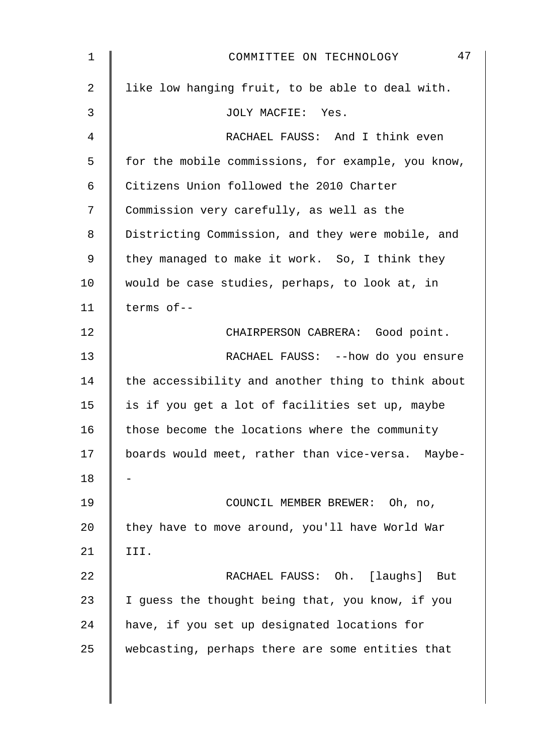like low hanging fruit, to be able to deal with.

JOLY MACFIE: Yes.

RACHAEL FAUSS: And I think even for the mobile commissions, for example, you know, Citizens Union followed the 2010 Charter Commission very carefully, as well as the Districting Commission, and they were mobile, and they managed to make it work. So, I think they would be case studies, perhaps, to look at, in terms of--

CHAIRPERSON CABRERA: Good point.

RACHAEL FAUSS: --how do you ensure the accessibility and another thing to think about is if you get a lot of facilities set up, maybe those become the locations where the community boards would meet, rather than vice-versa. Maybe--

COUNCIL MEMBER BREWER: Oh, no, they have to move around, you'll have World War III.

RACHAEL FAUSS: Oh. [laughs] But I guess the thought being that, you know, if you have, if you set up designated locations for webcasting, perhaps there are some entities that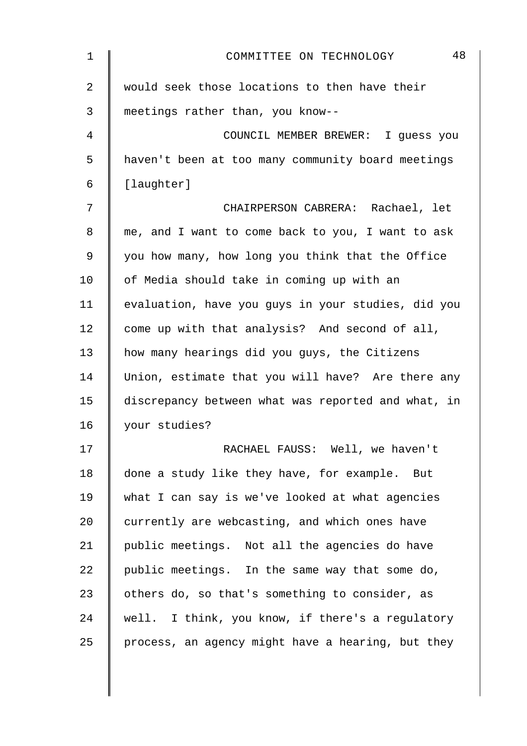would seek those locations to then have their meetings rather than, you know--

COUNCIL MEMBER BREWER: I guess you haven't been at too many community board meetings [laughter]

CHAIRPERSON CABRERA: Rachael, let me, and I want to come back to you, I want to ask you how many, how long you think that the Office of Media should take in coming up with an evaluation, have you guys in your studies, did you come up with that analysis? And second of all, how many hearings did you guys, the Citizens Union, estimate that you will have? Are there any discrepancy between what was reported and what, in your studies?

RACHAEL FAUSS: Well, we haven't done a study like they have, for example. But what I can say is we've looked at what agencies currently are webcasting, and which ones have public meetings. Not all the agencies do have public meetings. In the same way that some do, others do, so that's something to consider, as well. I think, you know, if there's a regulatory process, an agency might have a hearing, but they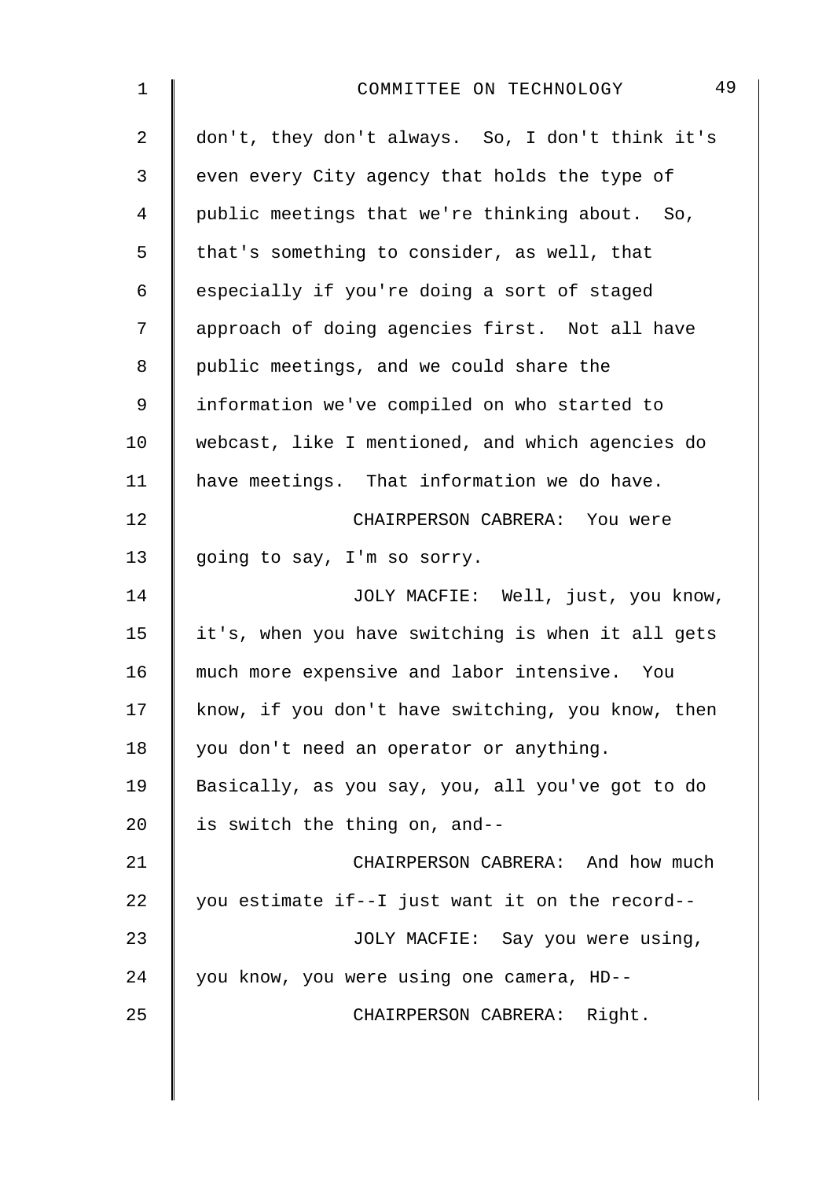don't, they don't always. So, I don't think it's even every City agency that holds the type of public meetings that we're thinking about. So, that's something to consider, as well, that especially if you're doing a sort of staged approach of doing agencies first. Not all have public meetings, and we could share the information we've compiled on who started to webcast, like I mentioned, and which agencies do have meetings. That information we do have.

CHAIRPERSON CABRERA: You were going to say, I'm so sorry.

JOLY MACFIE: Well, just, you know, it's, when you have switching is when it all gets much more expensive and labor intensive. You know, if you don't have switching, you know, then you don't need an operator or anything. Basically, as you say, you, all you've got to do is switch the thing on, and--

CHAIRPERSON CABRERA: And how much you estimate if--I just want it on the record--

JOLY MACFIE: Say you were using, you know, you were using one camera, HD--

CHAIRPERSON CABRERA: Right.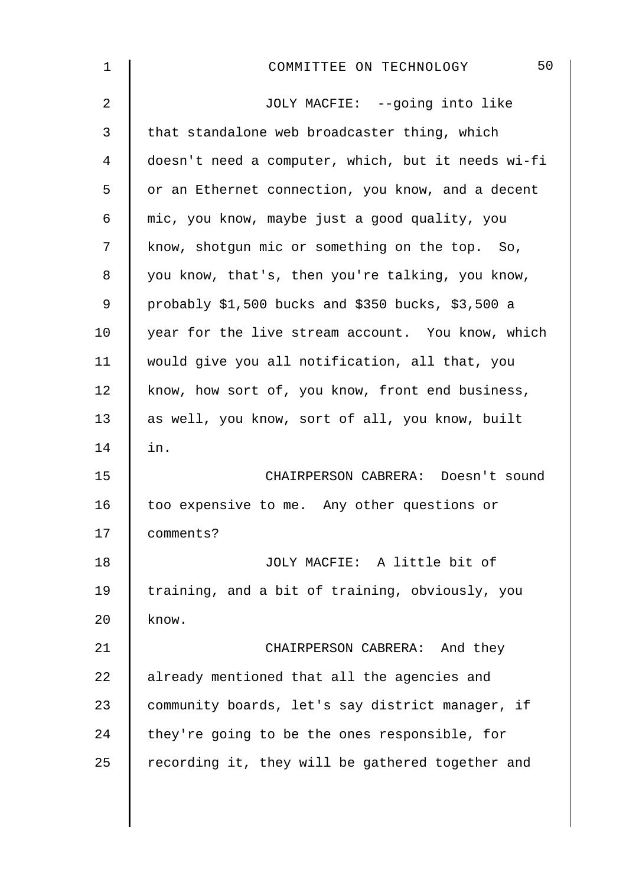JOLY MACFIE: --going into like that standalone web broadcaster thing, which doesn't need a computer, which, but it needs wi-fi or an Ethernet connection, you know, and a decent mic, you know, maybe just a good quality, you know, shotgun mic or something on the top. So, you know, that's, then you're talking, you know, probably $1,500 bucks and $350 bucks, $3,500 a year for the live stream account. You know, which would give you all notification, all that, you know, how sort of, you know, front end business, as well, you know, sort of all, you know, built in.

CHAIRPERSON CABRERA: Doesn't sound too expensive to me. Any other questions or comments?

JOLY MACFIE: A little bit of training, and a bit of training, obviously, you know.

CHAIRPERSON CABRERA: And they already mentioned that all the agencies and community boards, let's say district manager, if they're going to be the ones responsible, for recording it, they will be gathered together and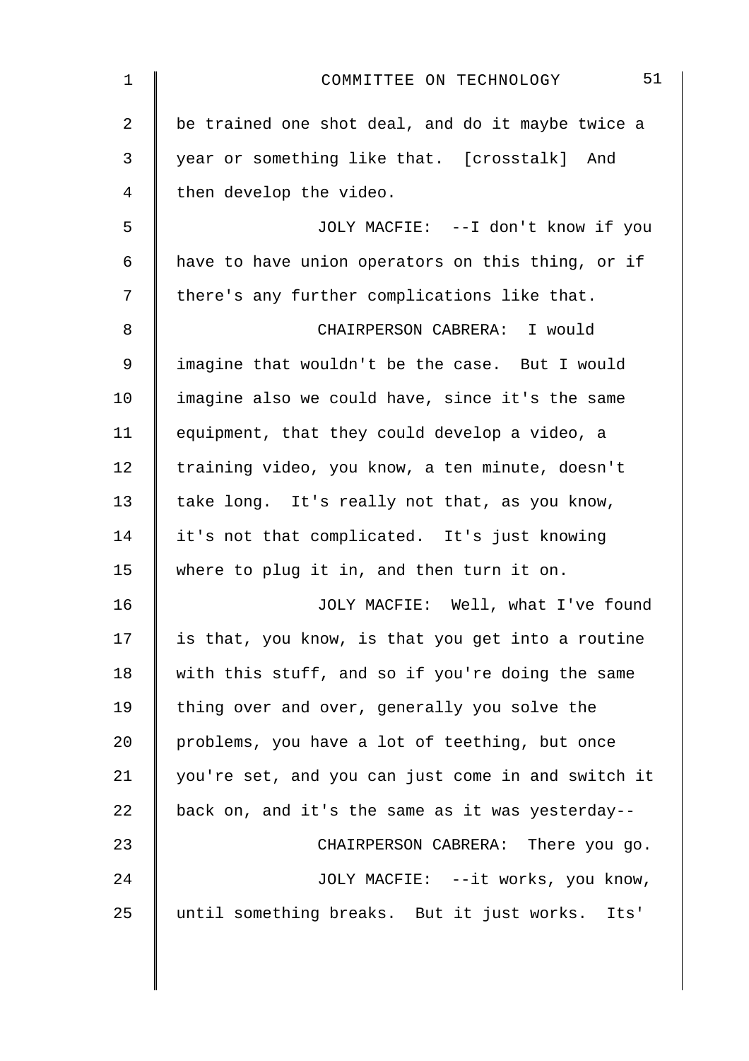be trained one shot deal, and do it maybe twice a year or something like that. [crosstalk] And then develop the video.

JOLY MACFIE: --I don't know if you have to have union operators on this thing, or if there's any further complications like that.

CHAIRPERSON CABRERA: I would imagine that wouldn't be the case. But I would imagine also we could have, since it's the same equipment, that they could develop a video, a training video, you know, a ten minute, doesn't take long. It's really not that, as you know, it's not that complicated. It's just knowing where to plug it in, and then turn it on.

JOLY MACFIE: Well, what I've found is that, you know, is that you get into a routine with this stuff, and so if you're doing the same thing over and over, generally you solve the problems, you have a lot of teething, but once you're set, and you can just come in and switch it back on, and it's the same as it was yesterday--

CHAIRPERSON CABRERA: There you go.

JOLY MACFIE: --it works, you know, until something breaks. But it just works. Its'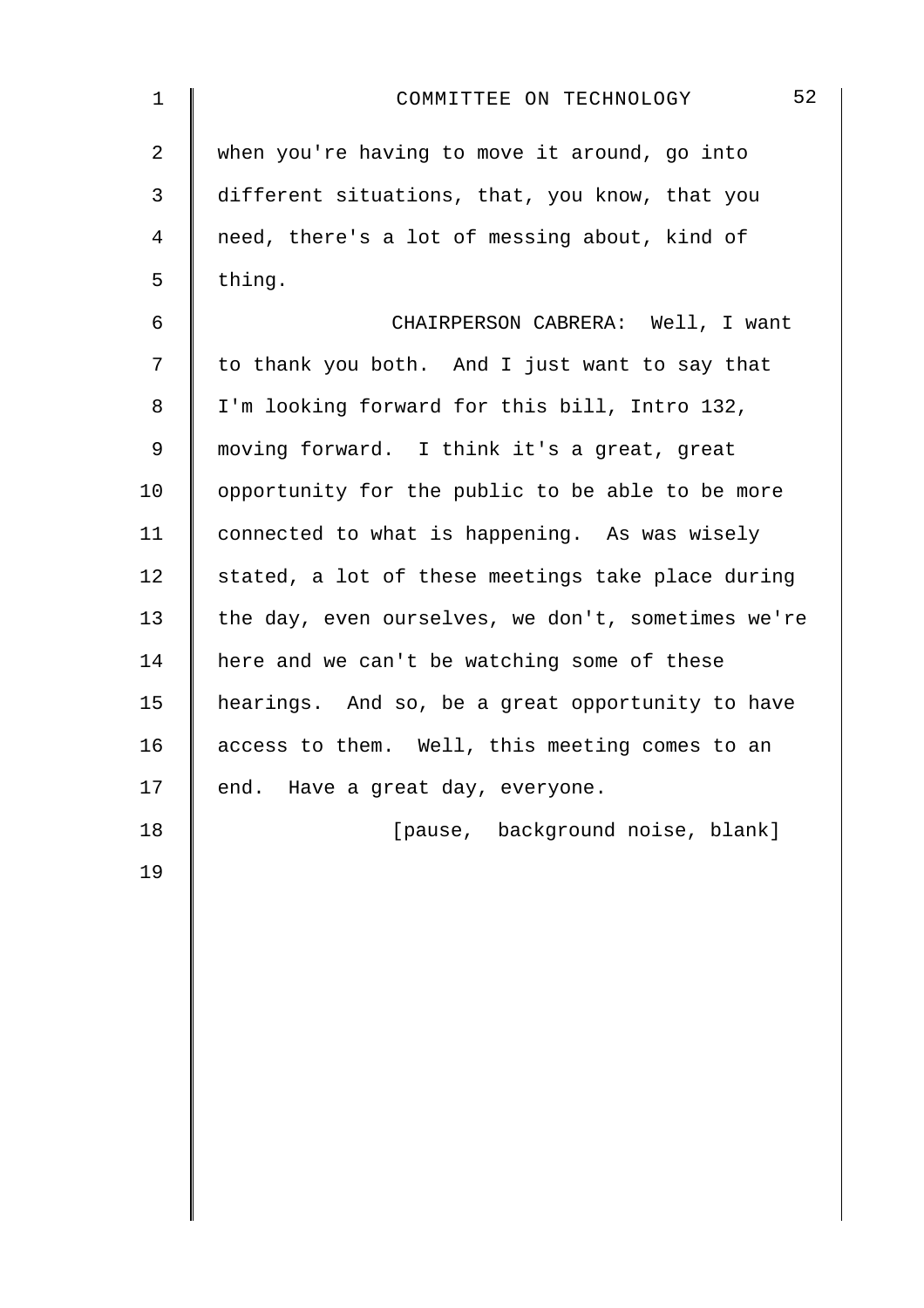when you're having to move it around, go into different situations, that, you know, that you need, there's a lot of messing about, kind of thing.

CHAIRPERSON CABRERA: Well, I want to thank you both. And I just want to say that I'm looking forward for this bill, Intro 132, moving forward. I think it's a great, great opportunity for the public to be able to be more connected to what is happening. As was wisely stated, a lot of these meetings take place during the day, even ourselves, we don't, sometimes we're here and we can't be watching some of these hearings. And so, be a great opportunity to have access to them. Well, this meeting comes to an end. Have a great day, everyone.

[pause, background noise, blank]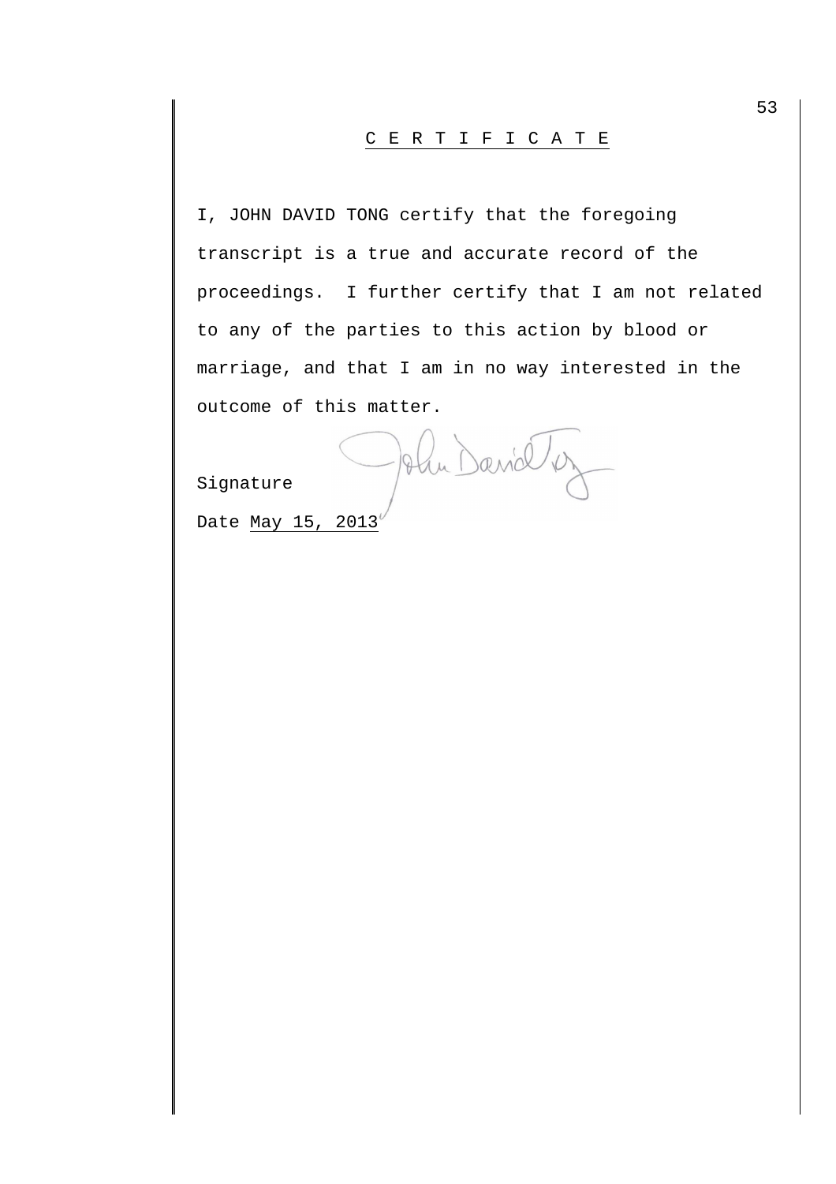# C E R T I F I C A T E

I, JOHN DAVID TONG certify that the foregoing transcript is a true and accurate record of the proceedings. I further certify that I am not related to any of the parties to this action by blood or marriage, and that I am in no way interested in the outcome of this matter.

Signature

Date May 15, 2013